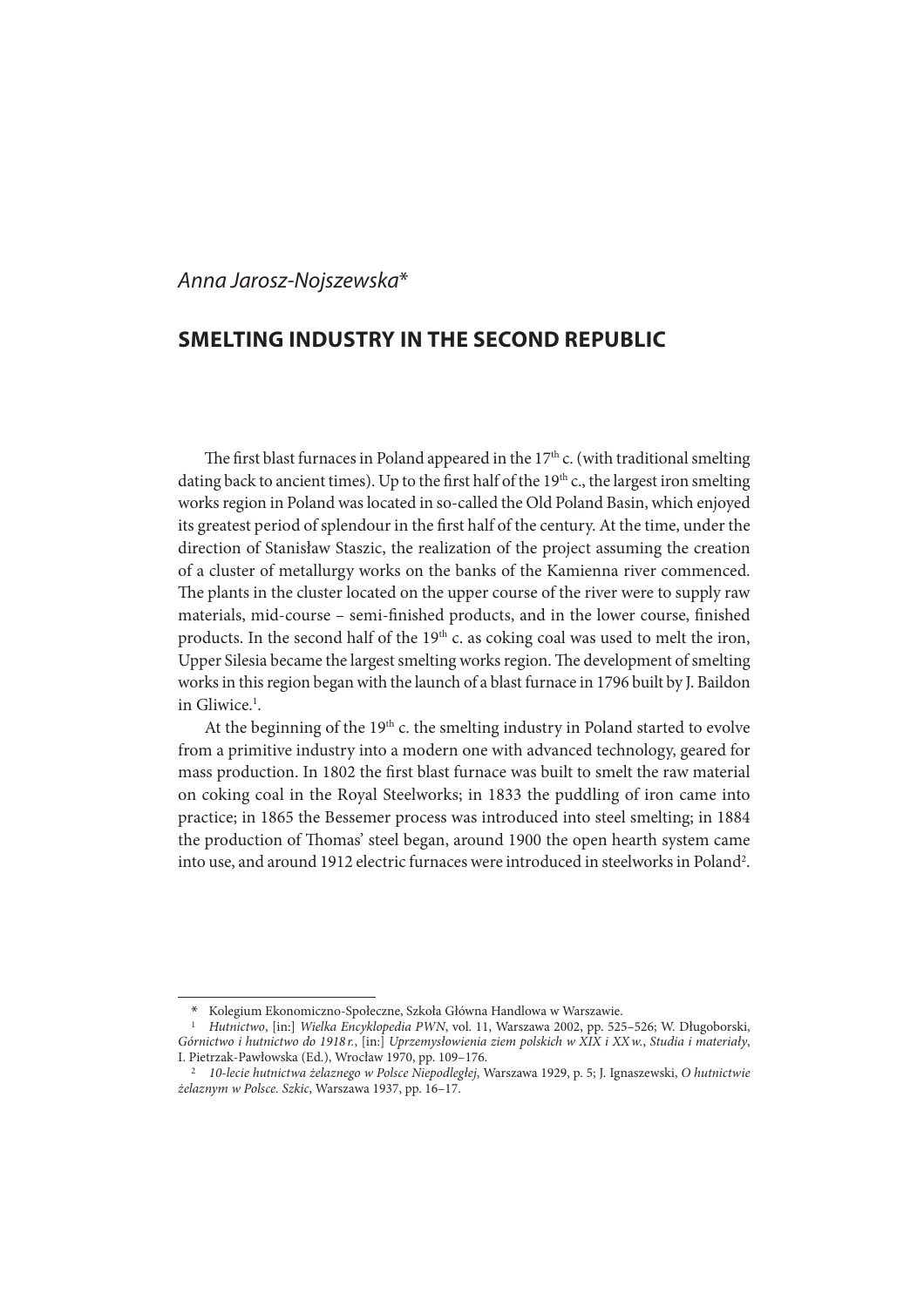*Anna Jarosz-Nojszewska**

# SMELTING INDUSTRY IN THE SECOND REPUBLIC

The first blast furnaces in Poland appeared in the 17th c. (with traditional smelting dating back to ancient times). Up to the first half of the 19th c., the largest iron smelting works region in Poland was located in so-called the Old Poland Basin, which enjoyed its greatest period of splendour in the first half of the century. At the time, under the direction of Stanisław Staszic, the realization of the project assuming the creation of a cluster of metallurgy works on the banks of the Kamienna river commenced. The plants in the cluster located on the upper course of the river were to supply raw materials, mid-course – semi-finished products, and in the lower course, finished products. In the second half of the 19th c. as coking coal was used to melt the iron, Upper Silesia became the largest smelting works region. The development of smelting works in this region began with the launch of a blast furnace in 1796 built by J. Baildon in Gliwice.[1].

At the beginning of the 19th c. the smelting industry in Poland started to evolve from a primitive industry into a modern one with advanced technology, geared for mass production. In 1802 the first blast furnace was built to smelt the raw material on coking coal in the Royal Steelworks; in 1833 the puddling of iron came into practice; in 1865 the Bessemer process was introduced into steel smelting; in 1884 the production of Thomas' steel began, around 1900 the open hearth system came into use, and around 1912 electric furnaces were introduced in steelworks in Poland[2].

---

\* Kolegium Ekonomiczno-Społeczne, Szkoła Główna Handlowa w Warszawie.

[1] *Hutnictwo*, [in:] *Wielka Encyklopedia PWN*, vol. 11, Warszawa 2002, pp. 525–526; W. Długoborski, *Górnictwo i hutnictwo do 1918 r.*, [in:] *Uprzemysłowienia ziem polskich w XIX i XX w.*, *Studia i materiały*, I. Pietrzak-Pawłowska (Ed.), Wrocław 1970, pp. 109–176.

[2] *10-lecie hutnictwa żelaznego w Polsce Niepodległej*, Warszawa 1929, p. 5; J. Ignaszewski, *O hutnictwie żelaznym w Polsce. Szkic*, Warszawa 1937, pp. 16–17.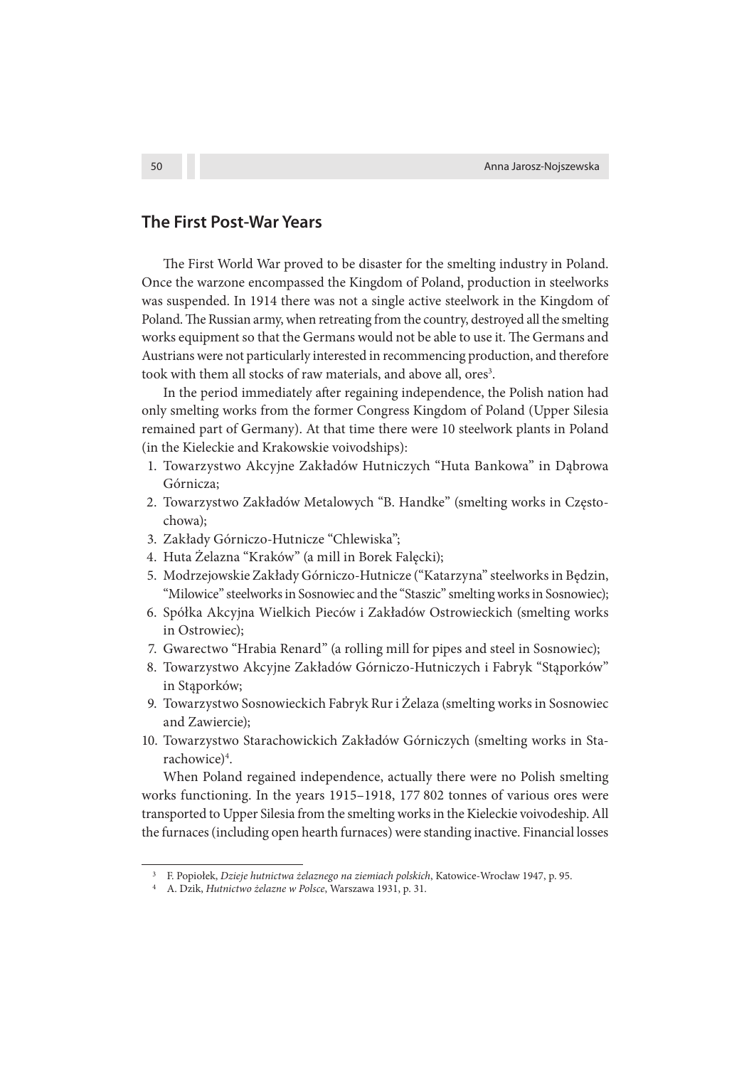## The First Post-War Years

The First World War proved to be disaster for the smelting industry in Poland. Once the warzone encompassed the Kingdom of Poland, production in steelworks was suspended. In 1914 there was not a single active steelwork in the Kingdom of Poland. The Russian army, when retreating from the country, destroyed all the smelting works equipment so that the Germans would not be able to use it. The Germans and Austrians were not particularly interested in recommencing production, and therefore took with them all stocks of raw materials, and above all, ores[3].

In the period immediately after regaining independence, the Polish nation had only smelting works from the former Congress Kingdom of Poland (Upper Silesia remained part of Germany). At that time there were 10 steelwork plants in Poland (in the Kieleckie and Krakowskie voivodships):

1. Towarzystwo Akcyjne Zakładów Hutniczych "Huta Bankowa" in Dąbrowa Górnicza;
2. Towarzystwo Zakładów Metalowych "B. Handke" (smelting works in Częstochowa);
3. Zakłady Górniczo-Hutnicze "Chlewiska";
4. Huta Żelazna "Kraków" (a mill in Borek Fałęcki);
5. Modrzejowskie Zakłady Górniczo-Hutnicze ("Katarzyna" steelworks in Będzin, "Milowice" steelworks in Sosnowiec and the "Staszic" smelting works in Sosnowiec);
6. Spółka Akcyjna Wielkich Pieców i Zakładów Ostrowieckich (smelting works in Ostrowiec);
7. Gwarectwo "Hrabia Renard" (a rolling mill for pipes and steel in Sosnowiec);
8. Towarzystwo Akcyjne Zakładów Górniczo-Hutniczych i Fabryk "Stąporków" in Stąporków;
9. Towarzystwo Sosnowieckich Fabryk Rur i Żelaza (smelting works in Sosnowiec and Zawiercie);
10. Towarzystwo Starachowickich Zakładów Górniczych (smelting works in Starachowice)[4].

When Poland regained independence, actually there were no Polish smelting works functioning. In the years 1915–1918, 177 802 tonnes of various ores were transported to Upper Silesia from the smelting works in the Kieleckie voivodeship. All the furnaces (including open hearth furnaces) were standing inactive. Financial losses

[3] F. Popiołek, *Dzieje hutnictwa żelaznego na ziemiach polskich*, Katowice-Wrocław 1947, p. 95.

[4] A. Dzik, *Hutnictwo żelazne w Polsce*, Warszawa 1931, p. 31.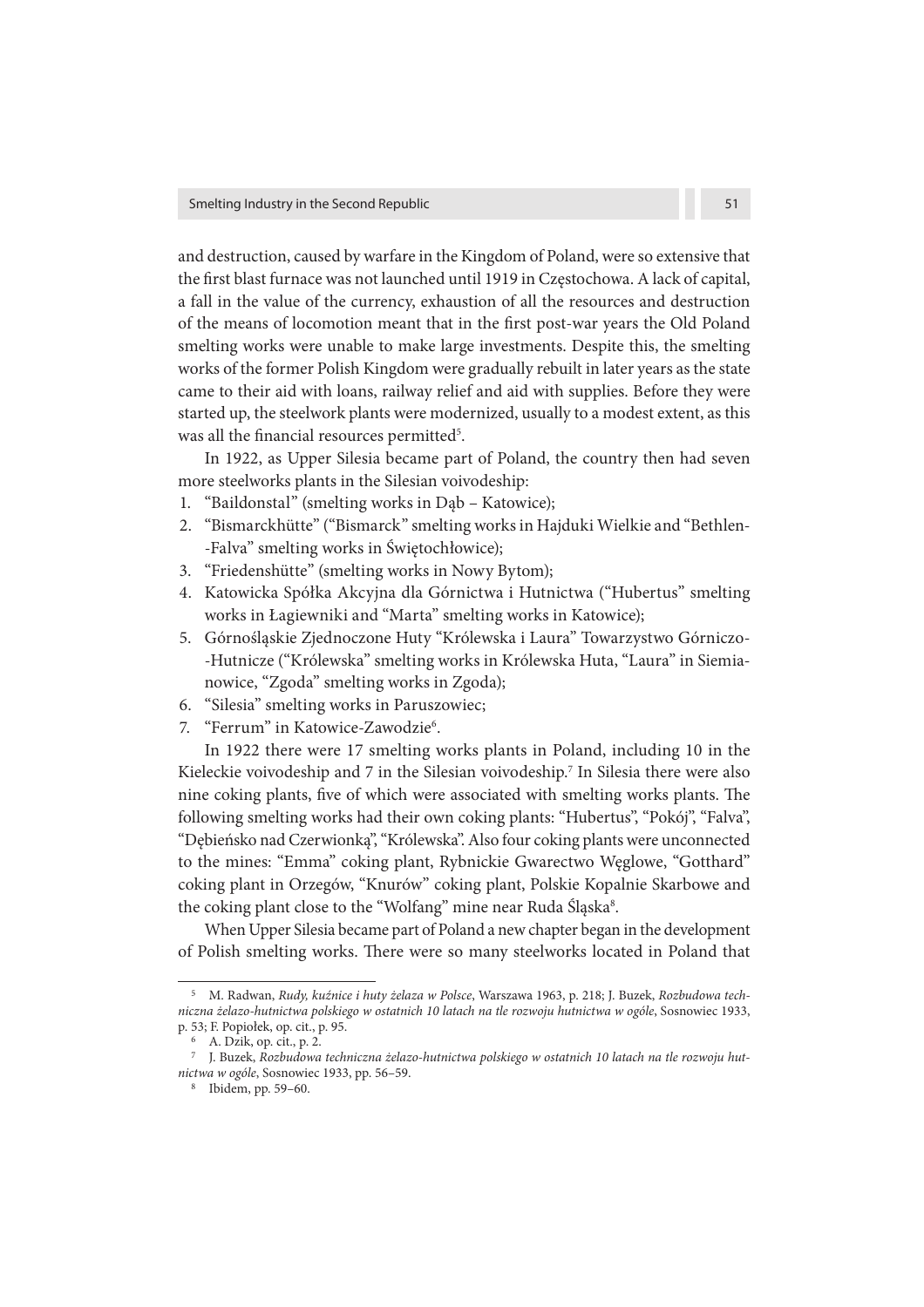and destruction, caused by warfare in the Kingdom of Poland, were so extensive that the first blast furnace was not launched until 1919 in Częstochowa. A lack of capital, a fall in the value of the currency, exhaustion of all the resources and destruction of the means of locomotion meant that in the first post-war years the Old Poland smelting works were unable to make large investments. Despite this, the smelting works of the former Polish Kingdom were gradually rebuilt in later years as the state came to their aid with loans, railway relief and aid with supplies. Before they were started up, the steelwork plants were modernized, usually to a modest extent, as this was all the financial resources permitted[5].

In 1922, as Upper Silesia became part of Poland, the country then had seven more steelworks plants in the Silesian voivodeship:

1. "Baildonstal" (smelting works in Dąb – Katowice);
2. "Bismarckhütte" ("Bismarck" smelting works in Hajduki Wielkie and "Bethlen-Falva" smelting works in Świętochłowice);
3. "Friedenshütte" (smelting works in Nowy Bytom);
4. Katowicka Spółka Akcyjna dla Górnictwa i Hutnictwa ("Hubertus" smelting works in Łagiewniki and "Marta" smelting works in Katowice);
5. Górnośląskie Zjednoczone Huty "Królewska i Laura" Towarzystwo Górniczo-Hutnicze ("Królewska" smelting works in Królewska Huta, "Laura" in Siemianowice, "Zgoda" smelting works in Zgoda);
6. "Silesia" smelting works in Paruszowiec;
7. "Ferrum" in Katowice-Zawodzie[6].

In 1922 there were 17 smelting works plants in Poland, including 10 in the Kieleckie voivodeship and 7 in the Silesian voivodeship.[7] In Silesia there were also nine coking plants, five of which were associated with smelting works plants. The following smelting works had their own coking plants: "Hubertus", "Pokój", "Falva", "Dębieńsko nad Czerwionką", "Królewska". Also four coking plants were unconnected to the mines: "Emma" coking plant, Rybnickie Gwarectwo Węglowe, "Gotthard" coking plant in Orzegów, "Knurów" coking plant, Polskie Kopalnie Skarbowe and the coking plant close to the "Wolfang" mine near Ruda Śląska[8].

When Upper Silesia became part of Poland a new chapter began in the development of Polish smelting works. There were so many steelworks located in Poland that

---

[5] M. Radwan, *Rudy, kuźnice i huty żelaza w Polsce*, Warszawa 1963, p. 218; J. Buzek, *Rozbudowa techniczna żelazo-hutnictwa polskiego w ostatnich 10 latach na tle rozwoju hutnictwa w ogóle*, Sosnowiec 1933, p. 53; F. Popiołek, op. cit., p. 95.

[6] A. Dzik, op. cit., p. 2.

[7] J. Buzek, *Rozbudowa techniczna żelazo-hutnictwa polskiego w ostatnich 10 latach na tle rozwoju hutnictwa w ogóle*, Sosnowiec 1933, pp. 56–59.

[8] Ibidem, pp. 59–60.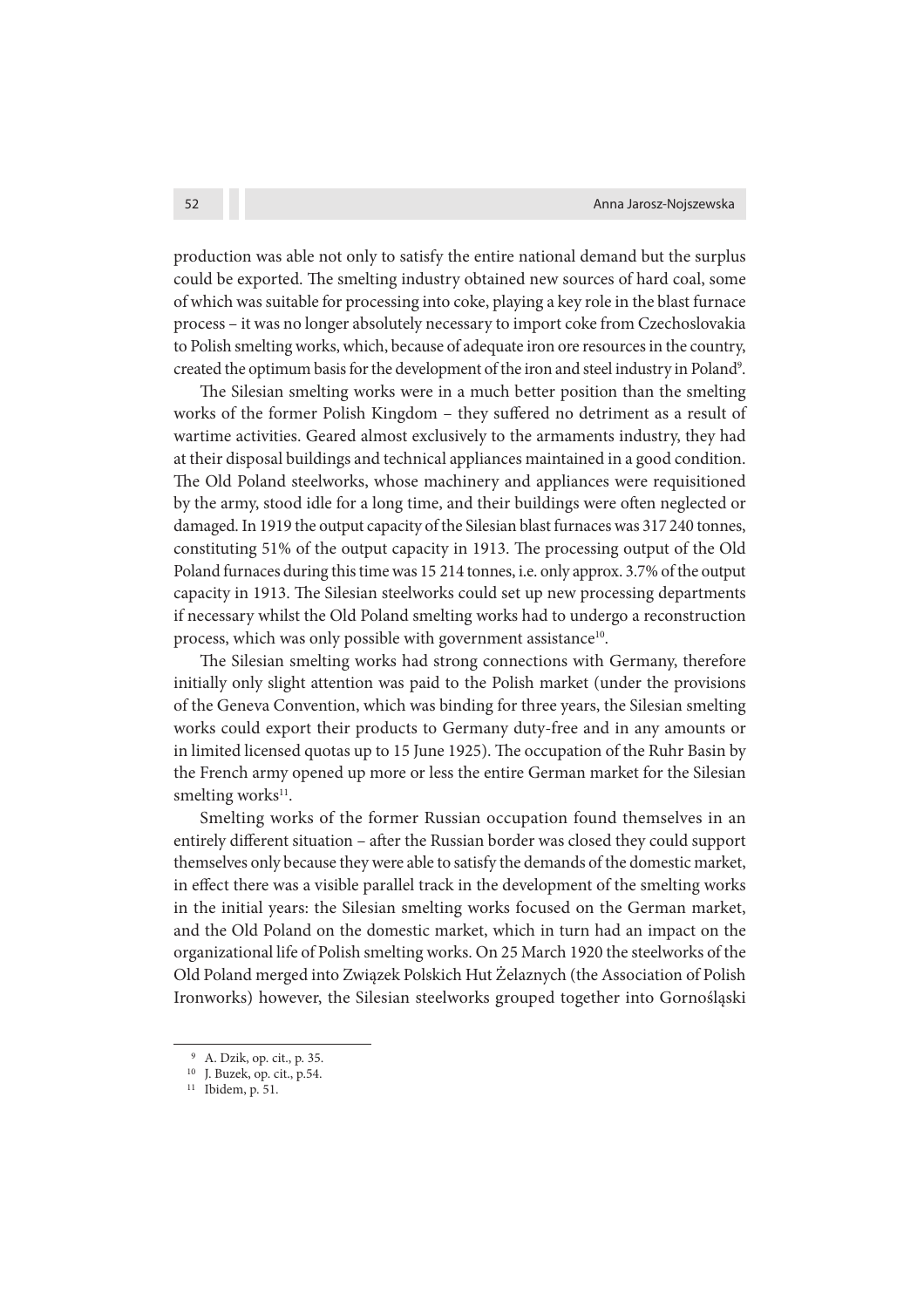production was able not only to satisfy the entire national demand but the surplus could be exported. The smelting industry obtained new sources of hard coal, some of which was suitable for processing into coke, playing a key role in the blast furnace process – it was no longer absolutely necessary to import coke from Czechoslovakia to Polish smelting works, which, because of adequate iron ore resources in the country, created the optimum basis for the development of the iron and steel industry in Poland[9].

The Silesian smelting works were in a much better position than the smelting works of the former Polish Kingdom – they suffered no detriment as a result of wartime activities. Geared almost exclusively to the armaments industry, they had at their disposal buildings and technical appliances maintained in a good condition. The Old Poland steelworks, whose machinery and appliances were requisitioned by the army, stood idle for a long time, and their buildings were often neglected or damaged. In 1919 the output capacity of the Silesian blast furnaces was 317 240 tonnes, constituting 51% of the output capacity in 1913. The processing output of the Old Poland furnaces during this time was 15 214 tonnes, i.e. only approx. 3.7% of the output capacity in 1913. The Silesian steelworks could set up new processing departments if necessary whilst the Old Poland smelting works had to undergo a reconstruction process, which was only possible with government assistance[10].

The Silesian smelting works had strong connections with Germany, therefore initially only slight attention was paid to the Polish market (under the provisions of the Geneva Convention, which was binding for three years, the Silesian smelting works could export their products to Germany duty-free and in any amounts or in limited licensed quotas up to 15 June 1925). The occupation of the Ruhr Basin by the French army opened up more or less the entire German market for the Silesian smelting works[11].

Smelting works of the former Russian occupation found themselves in an entirely different situation – after the Russian border was closed they could support themselves only because they were able to satisfy the demands of the domestic market, in effect there was a visible parallel track in the development of the smelting works in the initial years: the Silesian smelting works focused on the German market, and the Old Poland on the domestic market, which in turn had an impact on the organizational life of Polish smelting works. On 25 March 1920 the steelworks of the Old Poland merged into Związek Polskich Hut Żelaznych (the Association of Polish Ironworks) however, the Silesian steelworks grouped together into Gornośląski

---

[9] A. Dzik, op. cit., p. 35.

[10] J. Buzek, op. cit., p.54.

[11] Ibidem, p. 51.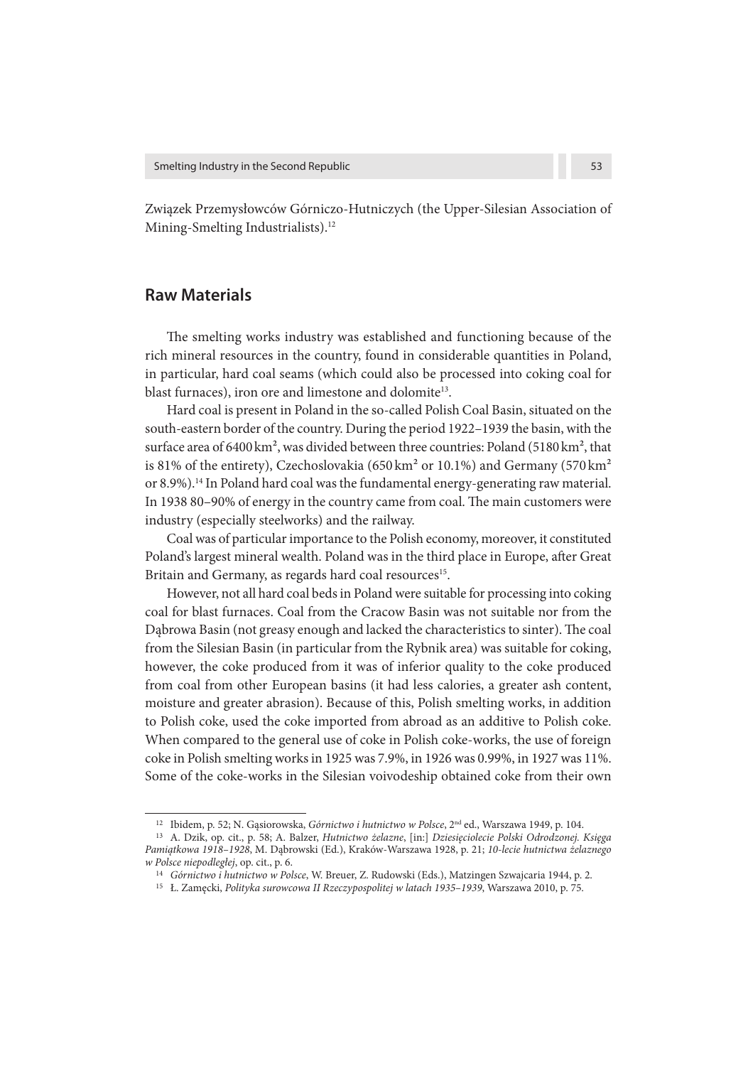Związek Przemysłowców Górniczo-Hutniczych (the Upper-Silesian Association of Mining-Smelting Industrialists).[12]

## Raw Materials

The smelting works industry was established and functioning because of the rich mineral resources in the country, found in considerable quantities in Poland, in particular, hard coal seams (which could also be processed into coking coal for blast furnaces), iron ore and limestone and dolomite[13].

Hard coal is present in Poland in the so-called Polish Coal Basin, situated on the south-eastern border of the country. During the period 1922–1939 the basin, with the surface area of 6400 km², was divided between three countries: Poland (5180 km², that is 81% of the entirety), Czechoslovakia (650 km² or 10.1%) and Germany (570 km² or 8.9%).[14] In Poland hard coal was the fundamental energy-generating raw material. In 1938 80–90% of energy in the country came from coal. The main customers were industry (especially steelworks) and the railway.

Coal was of particular importance to the Polish economy, moreover, it constituted Poland's largest mineral wealth. Poland was in the third place in Europe, after Great Britain and Germany, as regards hard coal resources[15].

However, not all hard coal beds in Poland were suitable for processing into coking coal for blast furnaces. Coal from the Cracow Basin was not suitable nor from the Dąbrowa Basin (not greasy enough and lacked the characteristics to sinter). The coal from the Silesian Basin (in particular from the Rybnik area) was suitable for coking, however, the coke produced from it was of inferior quality to the coke produced from coal from other European basins (it had less calories, a greater ash content, moisture and greater abrasion). Because of this, Polish smelting works, in addition to Polish coke, used the coke imported from abroad as an additive to Polish coke. When compared to the general use of coke in Polish coke-works, the use of foreign coke in Polish smelting works in 1925 was 7.9%, in 1926 was 0.99%, in 1927 was 11%. Some of the coke-works in the Silesian voivodeship obtained coke from their own

---

[12] Ibidem, p. 52; N. Gąsiorowska, *Górnictwo i hutnictwo w Polsce*, 2nd ed., Warszawa 1949, p. 104.

[13] A. Dzik, op. cit., p. 58; A. Balzer, *Hutnictwo żelazne*, [in:] *Dziesięciolecie Polski Odrodzonej. Księga Pamiątkowa 1918–1928*, M. Dąbrowski (Ed.), Kraków-Warszawa 1928, p. 21; *10-lecie hutnictwa żelaznego w Polsce niepodległej*, op. cit., p. 6.

[14] *Górnictwo i hutnictwo w Polsce*, W. Breuer, Z. Rudowski (Eds.), Matzingen Szwajcaria 1944, p. 2.

[15] Ł. Zamęcki, *Polityka surowcowa II Rzeczypospolitej w latach 1935–1939*, Warszawa 2010, p. 75.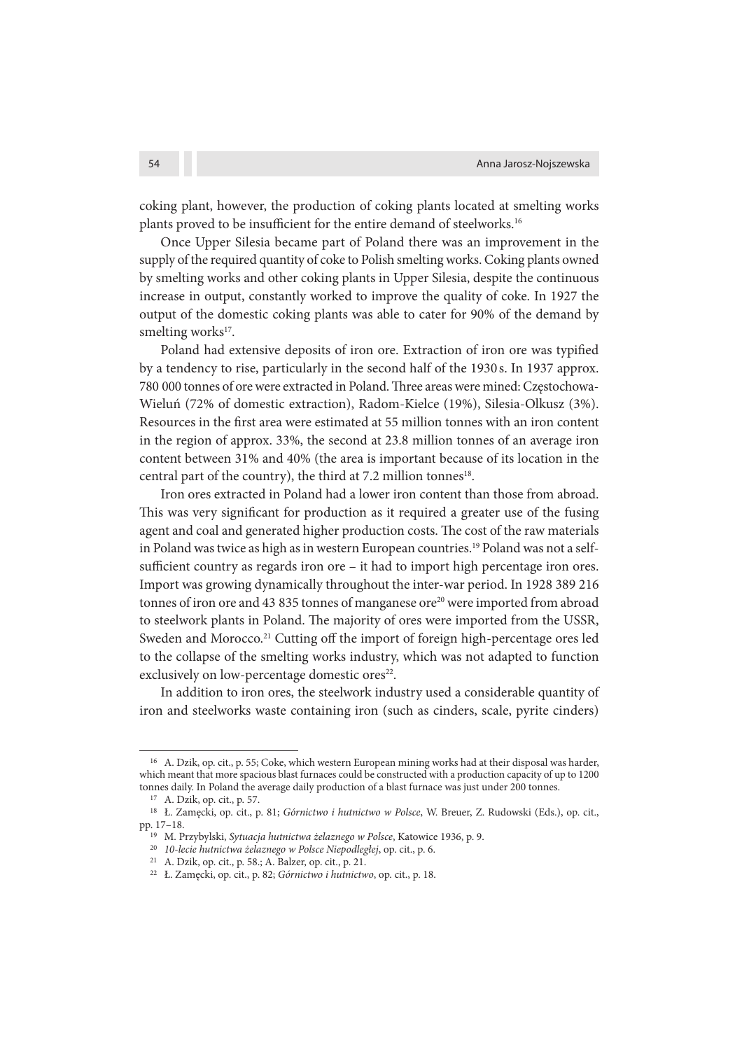coking plant, however, the production of coking plants located at smelting works plants proved to be insufficient for the entire demand of steelworks.[16]

Once Upper Silesia became part of Poland there was an improvement in the supply of the required quantity of coke to Polish smelting works. Coking plants owned by smelting works and other coking plants in Upper Silesia, despite the continuous increase in output, constantly worked to improve the quality of coke. In 1927 the output of the domestic coking plants was able to cater for 90% of the demand by smelting works[17].

Poland had extensive deposits of iron ore. Extraction of iron ore was typified by a tendency to rise, particularly in the second half of the 1930 s. In 1937 approx. 780 000 tonnes of ore were extracted in Poland. Three areas were mined: Częstochowa-Wieluń (72% of domestic extraction), Radom-Kielce (19%), Silesia-Olkusz (3%). Resources in the first area were estimated at 55 million tonnes with an iron content in the region of approx. 33%, the second at 23.8 million tonnes of an average iron content between 31% and 40% (the area is important because of its location in the central part of the country), the third at 7.2 million tonnes[18].

Iron ores extracted in Poland had a lower iron content than those from abroad. This was very significant for production as it required a greater use of the fusing agent and coal and generated higher production costs. The cost of the raw materials in Poland was twice as high as in western European countries.[19] Poland was not a self-sufficient country as regards iron ore – it had to import high percentage iron ores. Import was growing dynamically throughout the inter-war period. In 1928 389 216 tonnes of iron ore and 43 835 tonnes of manganese ore[20] were imported from abroad to steelwork plants in Poland. The majority of ores were imported from the USSR, Sweden and Morocco.[21] Cutting off the import of foreign high-percentage ores led to the collapse of the smelting works industry, which was not adapted to function exclusively on low-percentage domestic ores[22].

In addition to iron ores, the steelwork industry used a considerable quantity of iron and steelworks waste containing iron (such as cinders, scale, pyrite cinders)

---

[16] A. Dzik, op. cit., p. 55; Coke, which western European mining works had at their disposal was harder, which meant that more spacious blast furnaces could be constructed with a production capacity of up to 1200 tonnes daily. In Poland the average daily production of a blast furnace was just under 200 tonnes.

[17] A. Dzik, op. cit., p. 57.

[18] Ł. Zamęcki, op. cit., p. 81; *Górnictwo i hutnictwo w Polsce*, W. Breuer, Z. Rudowski (Eds.), op. cit., pp. 17–18.

[19] M. Przybylski, *Sytuacja hutnictwa żelaznego w Polsce*, Katowice 1936, p. 9.

[20] *10-lecie hutnictwa żelaznego w Polsce Niepodległej*, op. cit., p. 6.

[21] A. Dzik, op. cit., p. 58.; A. Balzer, op. cit., p. 21.

[22] Ł. Zamęcki, op. cit., p. 82; *Górnictwo i hutnictwo*, op. cit., p. 18.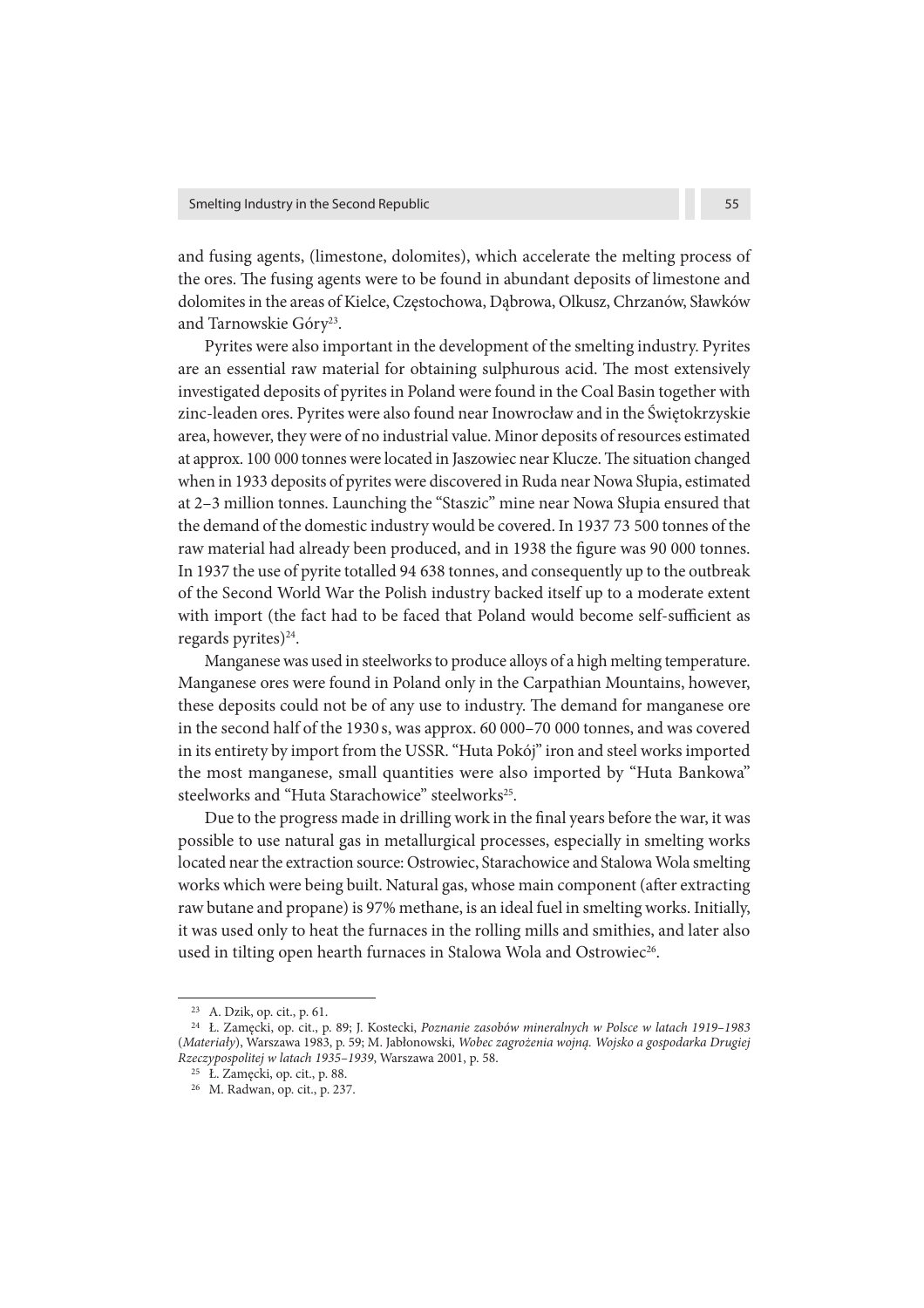and fusing agents, (limestone, dolomites), which accelerate the melting process of the ores. The fusing agents were to be found in abundant deposits of limestone and dolomites in the areas of Kielce, Częstochowa, Dąbrowa, Olkusz, Chrzanów, Sławków and Tarnowskie Góry[23].

Pyrites were also important in the development of the smelting industry. Pyrites are an essential raw material for obtaining sulphurous acid. The most extensively investigated deposits of pyrites in Poland were found in the Coal Basin together with zinc-leaden ores. Pyrites were also found near Inowrocław and in the Świętokrzyskie area, however, they were of no industrial value. Minor deposits of resources estimated at approx. 100 000 tonnes were located in Jaszowiec near Klucze. The situation changed when in 1933 deposits of pyrites were discovered in Ruda near Nowa Słupia, estimated at 2–3 million tonnes. Launching the "Staszic" mine near Nowa Słupia ensured that the demand of the domestic industry would be covered. In 1937 73 500 tonnes of the raw material had already been produced, and in 1938 the figure was 90 000 tonnes. In 1937 the use of pyrite totalled 94 638 tonnes, and consequently up to the outbreak of the Second World War the Polish industry backed itself up to a moderate extent with import (the fact had to be faced that Poland would become self-sufficient as regards pyrites)[24].

Manganese was used in steelworks to produce alloys of a high melting temperature. Manganese ores were found in Poland only in the Carpathian Mountains, however, these deposits could not be of any use to industry. The demand for manganese ore in the second half of the 1930 s, was approx. 60 000–70 000 tonnes, and was covered in its entirety by import from the USSR. "Huta Pokój" iron and steel works imported the most manganese, small quantities were also imported by "Huta Bankowa" steelworks and "Huta Starachowice" steelworks[25].

Due to the progress made in drilling work in the final years before the war, it was possible to use natural gas in metallurgical processes, especially in smelting works located near the extraction source: Ostrowiec, Starachowice and Stalowa Wola smelting works which were being built. Natural gas, whose main component (after extracting raw butane and propane) is 97% methane, is an ideal fuel in smelting works. Initially, it was used only to heat the furnaces in the rolling mills and smithies, and later also used in tilting open hearth furnaces in Stalowa Wola and Ostrowiec[26].

---

[23] A. Dzik, op. cit., p. 61.

[24] Ł. Zamęcki, op. cit., p. 89; J. Kostecki, *Poznanie zasobów mineralnych w Polsce w latach 1919–1983* (*Materiały*), Warszawa 1983, p. 59; M. Jabłonowski, *Wobec zagrożenia wojną. Wojsko a gospodarka Drugiej Rzeczypospolitej w latach 1935–1939*, Warszawa 2001, p. 58.

[25] Ł. Zamęcki, op. cit., p. 88.

[26] M. Radwan, op. cit., p. 237.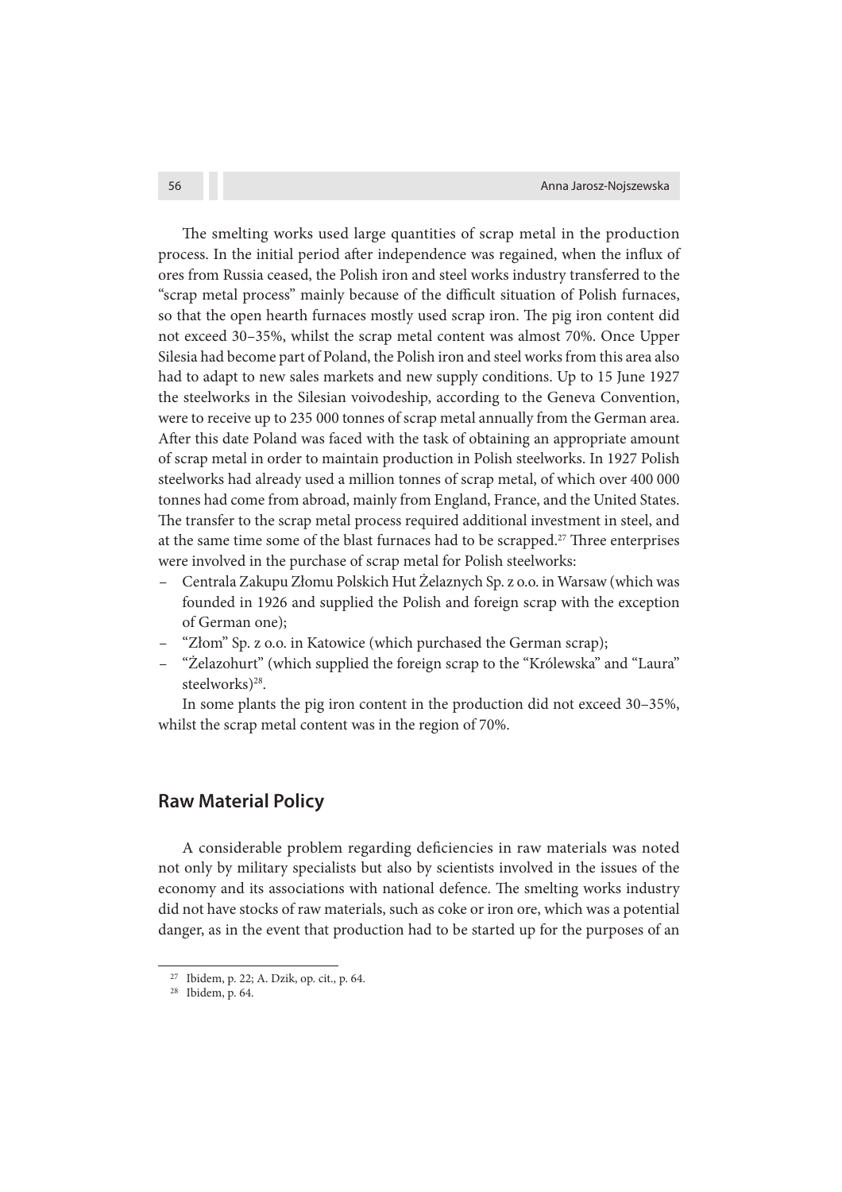The smelting works used large quantities of scrap metal in the production process. In the initial period after independence was regained, when the influx of ores from Russia ceased, the Polish iron and steel works industry transferred to the "scrap metal process" mainly because of the difficult situation of Polish furnaces, so that the open hearth furnaces mostly used scrap iron. The pig iron content did not exceed 30–35%, whilst the scrap metal content was almost 70%. Once Upper Silesia had become part of Poland, the Polish iron and steel works from this area also had to adapt to new sales markets and new supply conditions. Up to 15 June 1927 the steelworks in the Silesian voivodeship, according to the Geneva Convention, were to receive up to 235 000 tonnes of scrap metal annually from the German area. After this date Poland was faced with the task of obtaining an appropriate amount of scrap metal in order to maintain production in Polish steelworks. In 1927 Polish steelworks had already used a million tonnes of scrap metal, of which over 400 000 tonnes had come from abroad, mainly from England, France, and the United States. The transfer to the scrap metal process required additional investment in steel, and at the same time some of the blast furnaces had to be scrapped.[27] Three enterprises were involved in the purchase of scrap metal for Polish steelworks:

- Centrala Zakupu Złomu Polskich Hut Żelaznych Sp. z o.o. in Warsaw (which was founded in 1926 and supplied the Polish and foreign scrap with the exception of German one);
- "Złom" Sp. z o.o. in Katowice (which purchased the German scrap);
- "Żelazohurt" (which supplied the foreign scrap to the "Królewska" and "Laura" steelworks)[28].

In some plants the pig iron content in the production did not exceed 30–35%, whilst the scrap metal content was in the region of 70%.

## Raw Material Policy

A considerable problem regarding deficiencies in raw materials was noted not only by military specialists but also by scientists involved in the issues of the economy and its associations with national defence. The smelting works industry did not have stocks of raw materials, such as coke or iron ore, which was a potential danger, as in the event that production had to be started up for the purposes of an

[27] Ibidem, p. 22; A. Dzik, op. cit., p. 64.

[28] Ibidem, p. 64.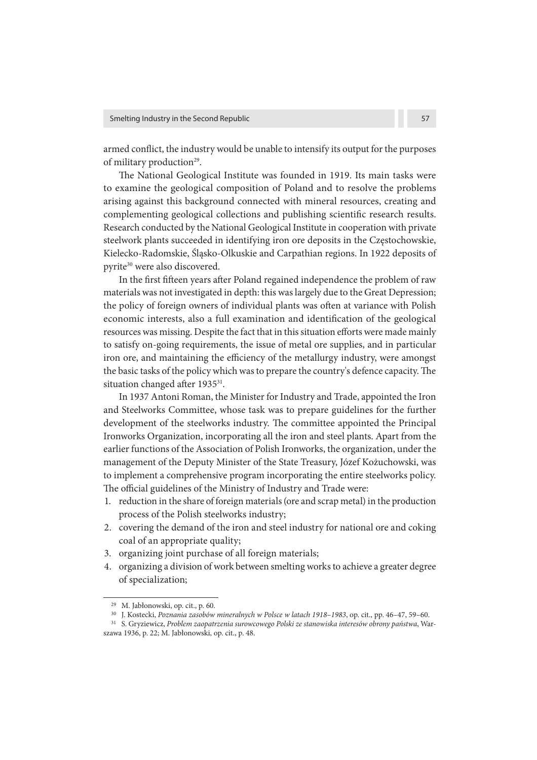armed conflict, the industry would be unable to intensify its output for the purposes of military production[29].

The National Geological Institute was founded in 1919. Its main tasks were to examine the geological composition of Poland and to resolve the problems arising against this background connected with mineral resources, creating and complementing geological collections and publishing scientific research results. Research conducted by the National Geological Institute in cooperation with private steelwork plants succeeded in identifying iron ore deposits in the Częstochowskie, Kielecko-Radomskie, Śląsko-Olkuskie and Carpathian regions. In 1922 deposits of pyrite[30] were also discovered.

In the first fifteen years after Poland regained independence the problem of raw materials was not investigated in depth: this was largely due to the Great Depression; the policy of foreign owners of individual plants was often at variance with Polish economic interests, also a full examination and identification of the geological resources was missing. Despite the fact that in this situation efforts were made mainly to satisfy on-going requirements, the issue of metal ore supplies, and in particular iron ore, and maintaining the efficiency of the metallurgy industry, were amongst the basic tasks of the policy which was to prepare the country's defence capacity. The situation changed after 1935[31].

In 1937 Antoni Roman, the Minister for Industry and Trade, appointed the Iron and Steelworks Committee, whose task was to prepare guidelines for the further development of the steelworks industry. The committee appointed the Principal Ironworks Organization, incorporating all the iron and steel plants. Apart from the earlier functions of the Association of Polish Ironworks, the organization, under the management of the Deputy Minister of the State Treasury, Józef Kożuchowski, was to implement a comprehensive program incorporating the entire steelworks policy. The official guidelines of the Ministry of Industry and Trade were:

1. reduction in the share of foreign materials (ore and scrap metal) in the production process of the Polish steelworks industry;
2. covering the demand of the iron and steel industry for national ore and coking coal of an appropriate quality;
3. organizing joint purchase of all foreign materials;
4. organizing a division of work between smelting works to achieve a greater degree of specialization;

---

[29] M. Jabłonowski, op. cit., p. 60.

[30] J. Kostecki, *Poznania zasobów mineralnych w Polsce w latach 1918–1983*, op. cit., pp. 46–47, 59–60.

[31] S. Gryziewicz, *Problem zaopatrzenia surowcowego Polski ze stanowiska interesów obrony państwa*, Warszawa 1936, p. 22; M. Jabłonowski, op. cit., p. 48.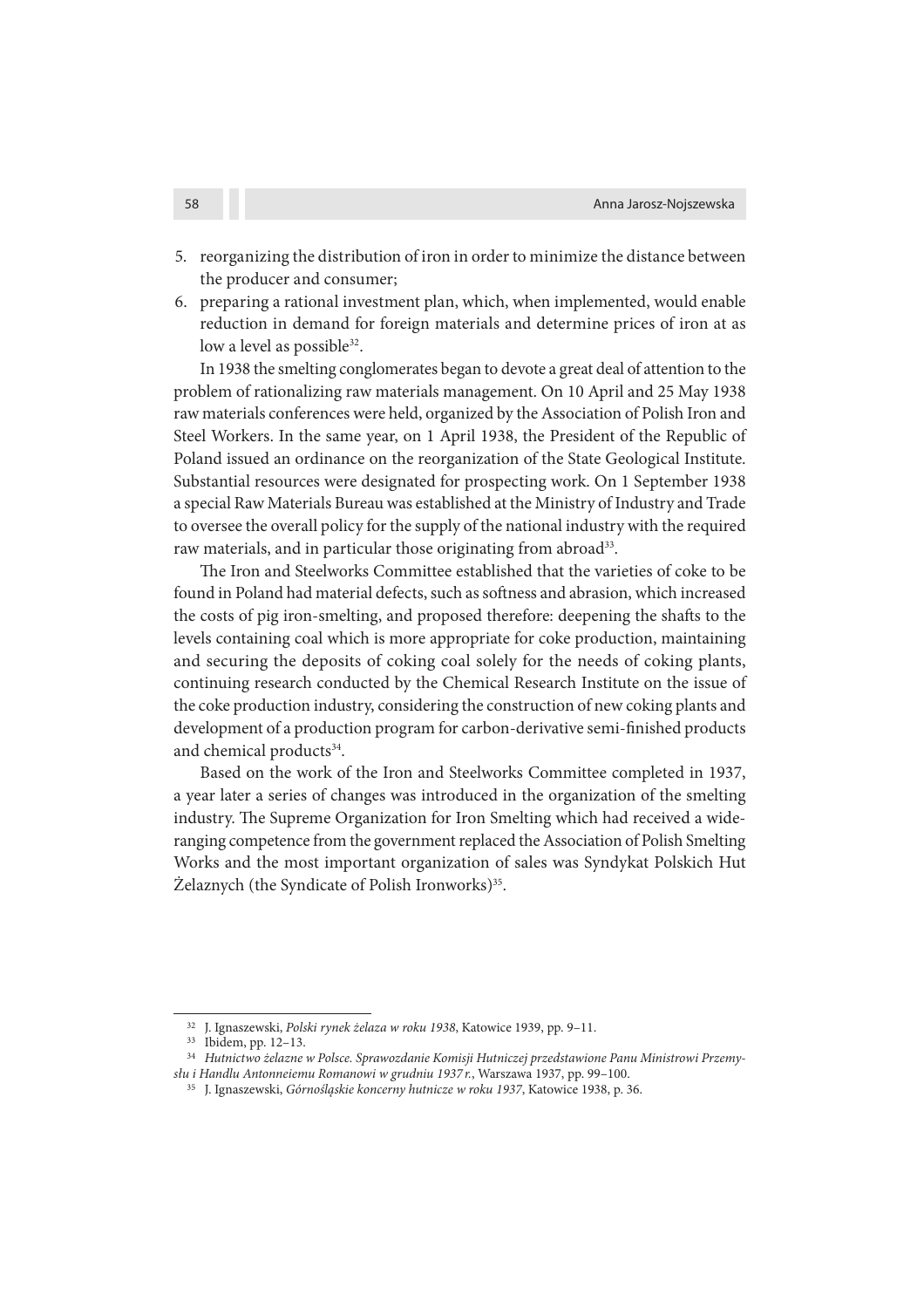5. reorganizing the distribution of iron in order to minimize the distance between the producer and consumer;
6. preparing a rational investment plan, which, when implemented, would enable reduction in demand for foreign materials and determine prices of iron at as low a level as possible[32].

In 1938 the smelting conglomerates began to devote a great deal of attention to the problem of rationalizing raw materials management. On 10 April and 25 May 1938 raw materials conferences were held, organized by the Association of Polish Iron and Steel Workers. In the same year, on 1 April 1938, the President of the Republic of Poland issued an ordinance on the reorganization of the State Geological Institute. Substantial resources were designated for prospecting work. On 1 September 1938 a special Raw Materials Bureau was established at the Ministry of Industry and Trade to oversee the overall policy for the supply of the national industry with the required raw materials, and in particular those originating from abroad[33].

The Iron and Steelworks Committee established that the varieties of coke to be found in Poland had material defects, such as softness and abrasion, which increased the costs of pig iron-smelting, and proposed therefore: deepening the shafts to the levels containing coal which is more appropriate for coke production, maintaining and securing the deposits of coking coal solely for the needs of coking plants, continuing research conducted by the Chemical Research Institute on the issue of the coke production industry, considering the construction of new coking plants and development of a production program for carbon-derivative semi-finished products and chemical products[34].

Based on the work of the Iron and Steelworks Committee completed in 1937, a year later a series of changes was introduced in the organization of the smelting industry. The Supreme Organization for Iron Smelting which had received a wide-ranging competence from the government replaced the Association of Polish Smelting Works and the most important organization of sales was Syndykat Polskich Hut Żelaznych (the Syndicate of Polish Ironworks)[35].

---

[32] J. Ignaszewski, *Polski rynek żelaza w roku 1938*, Katowice 1939, pp. 9–11.

[33] Ibidem, pp. 12–13.

[34] *Hutnictwo żelazne w Polsce. Sprawozdanie Komisji Hutniczej przedstawione Panu Ministrowi Przemysłu i Handlu Antonneiemu Romanowi w grudniu 1937 r.*, Warszawa 1937, pp. 99–100.

[35] J. Ignaszewski, *Górnośląskie koncerny hutnicze w roku 1937*, Katowice 1938, p. 36.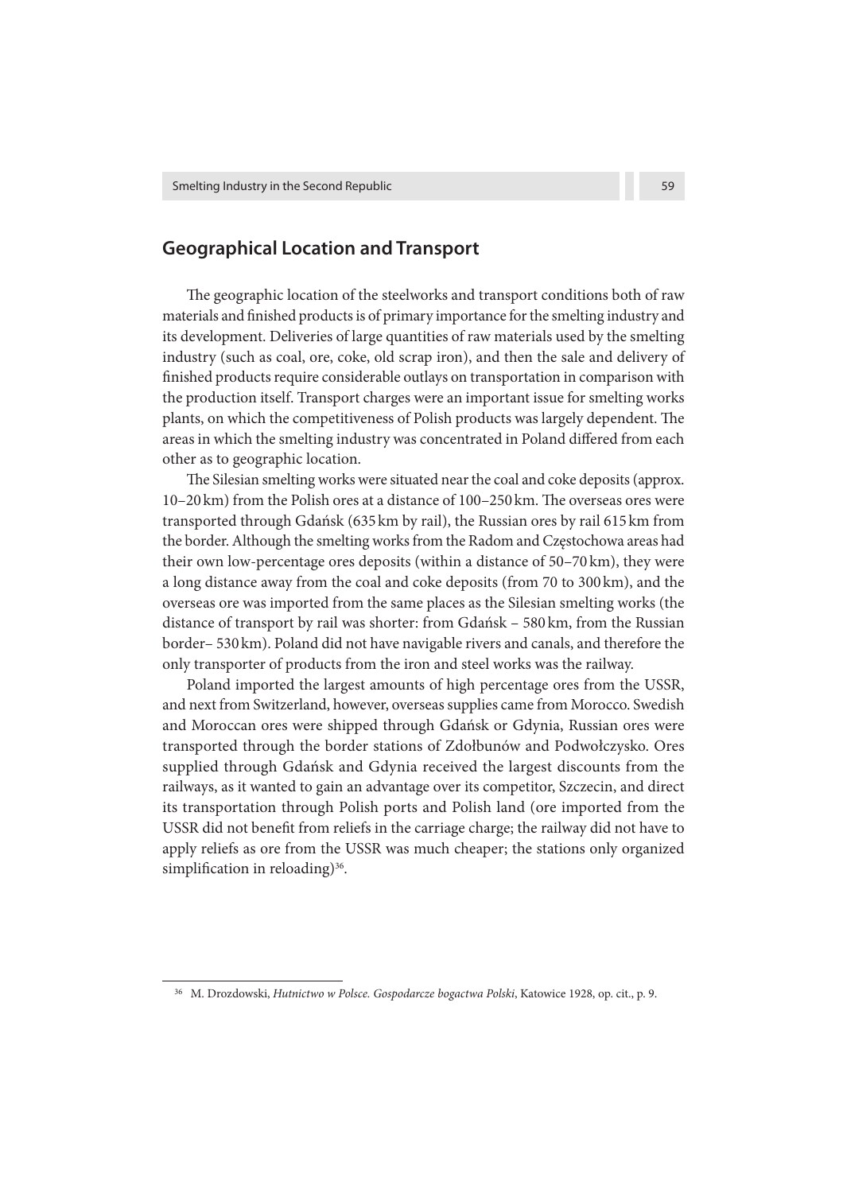## Geographical Location and Transport

The geographic location of the steelworks and transport conditions both of raw materials and finished products is of primary importance for the smelting industry and its development. Deliveries of large quantities of raw materials used by the smelting industry (such as coal, ore, coke, old scrap iron), and then the sale and delivery of finished products require considerable outlays on transportation in comparison with the production itself. Transport charges were an important issue for smelting works plants, on which the competitiveness of Polish products was largely dependent. The areas in which the smelting industry was concentrated in Poland differed from each other as to geographic location.

The Silesian smelting works were situated near the coal and coke deposits (approx. 10–20 km) from the Polish ores at a distance of 100–250 km. The overseas ores were transported through Gdańsk (635 km by rail), the Russian ores by rail 615 km from the border. Although the smelting works from the Radom and Częstochowa areas had their own low-percentage ores deposits (within a distance of 50–70 km), they were a long distance away from the coal and coke deposits (from 70 to 300 km), and the overseas ore was imported from the same places as the Silesian smelting works (the distance of transport by rail was shorter: from Gdańsk – 580 km, from the Russian border– 530 km). Poland did not have navigable rivers and canals, and therefore the only transporter of products from the iron and steel works was the railway.

Poland imported the largest amounts of high percentage ores from the USSR, and next from Switzerland, however, overseas supplies came from Morocco. Swedish and Moroccan ores were shipped through Gdańsk or Gdynia, Russian ores were transported through the border stations of Zdołbunów and Podwołczysko. Ores supplied through Gdańsk and Gdynia received the largest discounts from the railways, as it wanted to gain an advantage over its competitor, Szczecin, and direct its transportation through Polish ports and Polish land (ore imported from the USSR did not benefit from reliefs in the carriage charge; the railway did not have to apply reliefs as ore from the USSR was much cheaper; the stations only organized simplification in reloading)[36].

[36] M. Drozdowski, *Hutnictwo w Polsce. Gospodarcze bogactwa Polski*, Katowice 1928, op. cit., p. 9.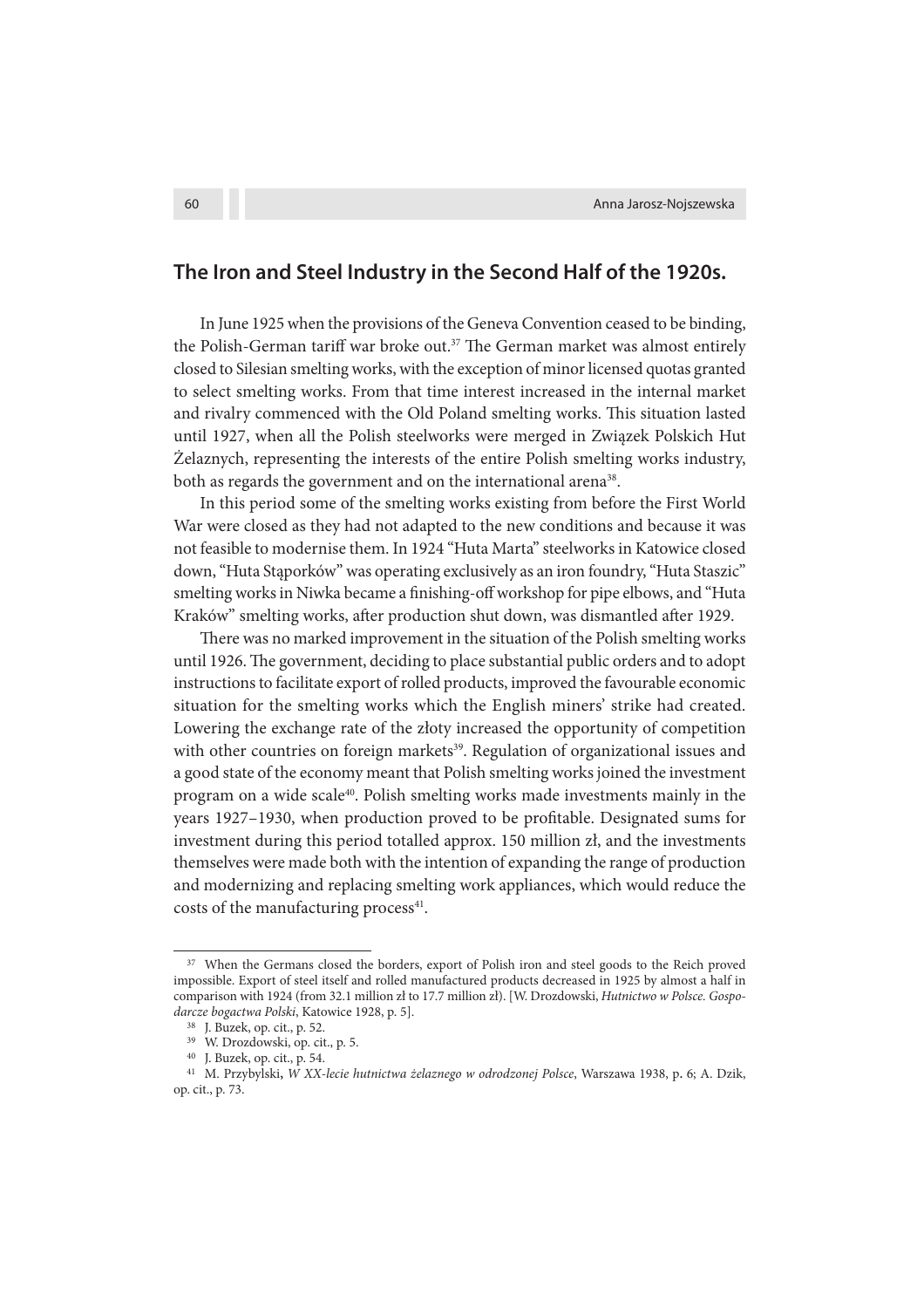## The Iron and Steel Industry in the Second Half of the 1920s.

In June 1925 when the provisions of the Geneva Convention ceased to be binding, the Polish-German tariff war broke out.[37] The German market was almost entirely closed to Silesian smelting works, with the exception of minor licensed quotas granted to select smelting works. From that time interest increased in the internal market and rivalry commenced with the Old Poland smelting works. This situation lasted until 1927, when all the Polish steelworks were merged in Związek Polskich Hut Żelaznych, representing the interests of the entire Polish smelting works industry, both as regards the government and on the international arena[38].

In this period some of the smelting works existing from before the First World War were closed as they had not adapted to the new conditions and because it was not feasible to modernise them. In 1924 "Huta Marta" steelworks in Katowice closed down, "Huta Stąporków" was operating exclusively as an iron foundry, "Huta Staszic" smelting works in Niwka became a finishing-off workshop for pipe elbows, and "Huta Kraków" smelting works, after production shut down, was dismantled after 1929.

There was no marked improvement in the situation of the Polish smelting works until 1926. The government, deciding to place substantial public orders and to adopt instructions to facilitate export of rolled products, improved the favourable economic situation for the smelting works which the English miners' strike had created. Lowering the exchange rate of the złoty increased the opportunity of competition with other countries on foreign markets[39]. Regulation of organizational issues and a good state of the economy meant that Polish smelting works joined the investment program on a wide scale[40]. Polish smelting works made investments mainly in the years 1927–1930, when production proved to be profitable. Designated sums for investment during this period totalled approx. 150 million zł, and the investments themselves were made both with the intention of expanding the range of production and modernizing and replacing smelting work appliances, which would reduce the costs of the manufacturing process[41].

---

[37] When the Germans closed the borders, export of Polish iron and steel goods to the Reich proved impossible. Export of steel itself and rolled manufactured products decreased in 1925 by almost a half in comparison with 1924 (from 32.1 million zł to 17.7 million zł). [W. Drozdowski, *Hutnictwo w Polsce. Gospodarcze bogactwa Polski*, Katowice 1928, p. 5].

[38] J. Buzek, op. cit., p. 52.

[39] W. Drozdowski, op. cit., p. 5.

[40] J. Buzek, op. cit., p. 54.

[41] M. Przybylski, *W XX-lecie hutnictwa żelaznego w odrodzonej Polsce*, Warszawa 1938, p. 6; A. Dzik, op. cit., p. 73.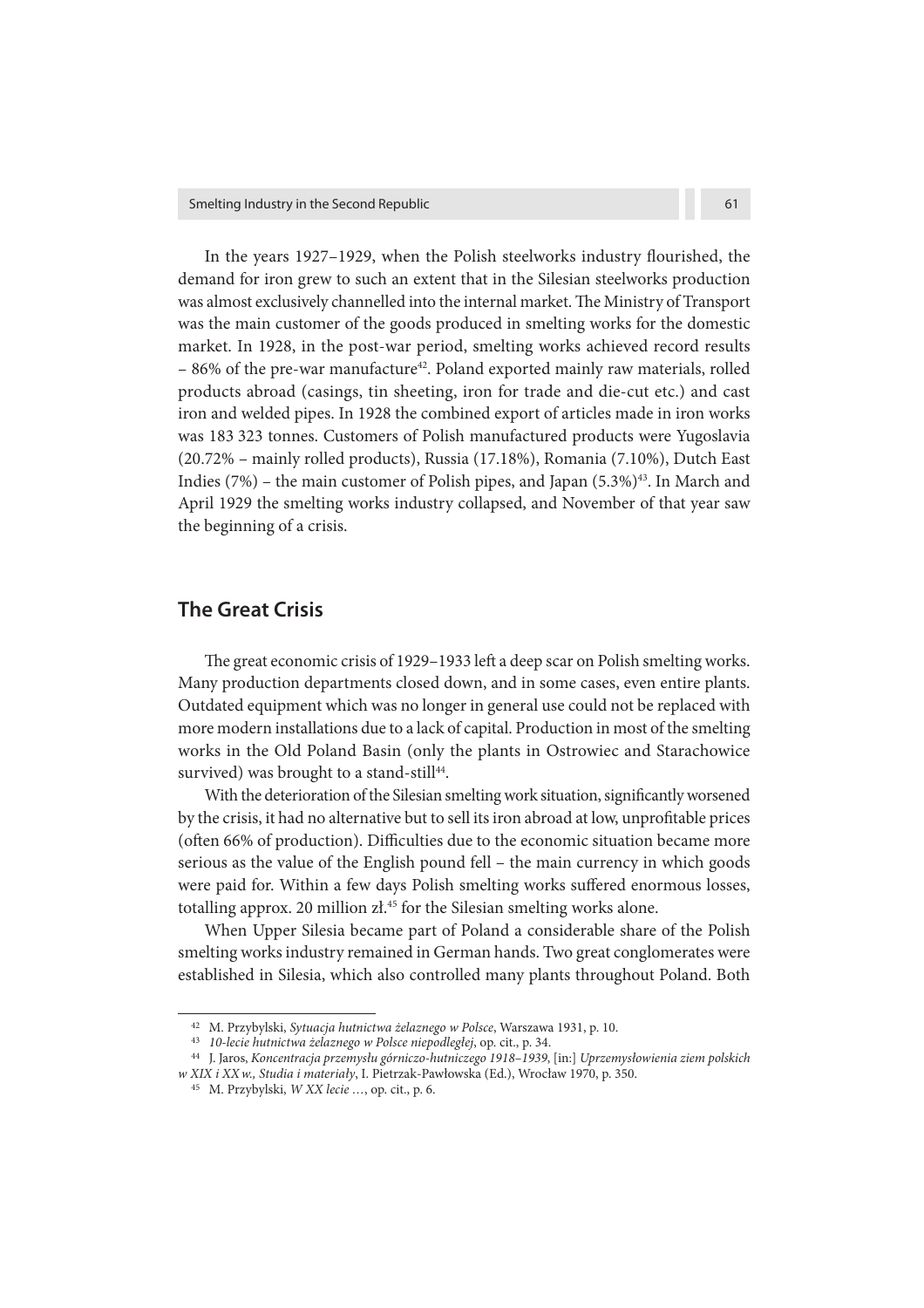In the years 1927–1929, when the Polish steelworks industry flourished, the demand for iron grew to such an extent that in the Silesian steelworks production was almost exclusively channelled into the internal market. The Ministry of Transport was the main customer of the goods produced in smelting works for the domestic market. In 1928, in the post-war period, smelting works achieved record results – 86% of the pre-war manufacture[42]. Poland exported mainly raw materials, rolled products abroad (casings, tin sheeting, iron for trade and die-cut etc.) and cast iron and welded pipes. In 1928 the combined export of articles made in iron works was 183 323 tonnes. Customers of Polish manufactured products were Yugoslavia (20.72% – mainly rolled products), Russia (17.18%), Romania (7.10%), Dutch East Indies (7%) – the main customer of Polish pipes, and Japan (5.3%)[43]. In March and April 1929 the smelting works industry collapsed, and November of that year saw the beginning of a crisis.

## The Great Crisis

The great economic crisis of 1929–1933 left a deep scar on Polish smelting works. Many production departments closed down, and in some cases, even entire plants. Outdated equipment which was no longer in general use could not be replaced with more modern installations due to a lack of capital. Production in most of the smelting works in the Old Poland Basin (only the plants in Ostrowiec and Starachowice survived) was brought to a stand-still[44].

With the deterioration of the Silesian smelting work situation, significantly worsened by the crisis, it had no alternative but to sell its iron abroad at low, unprofitable prices (often 66% of production). Difficulties due to the economic situation became more serious as the value of the English pound fell – the main currency in which goods were paid for. Within a few days Polish smelting works suffered enormous losses, totalling approx. 20 million zł.[45] for the Silesian smelting works alone.

When Upper Silesia became part of Poland a considerable share of the Polish smelting works industry remained in German hands. Two great conglomerates were established in Silesia, which also controlled many plants throughout Poland. Both

---

[42] M. Przybylski, *Sytuacja hutnictwa żelaznego w Polsce*, Warszawa 1931, p. 10.

[43] *10-lecie hutnictwa żelaznego w Polsce niepodległej*, op. cit., p. 34.

[44] J. Jaros, *Koncentracja przemysłu górniczo-hutniczego 1918–1939*, [in:] *Uprzemysłowienia ziem polskich w XIX i XX w., Studia i materiały*, I. Pietrzak-Pawłowska (Ed.), Wrocław 1970, p. 350.

[45] M. Przybylski, *W XX lecie …*, op. cit., p. 6.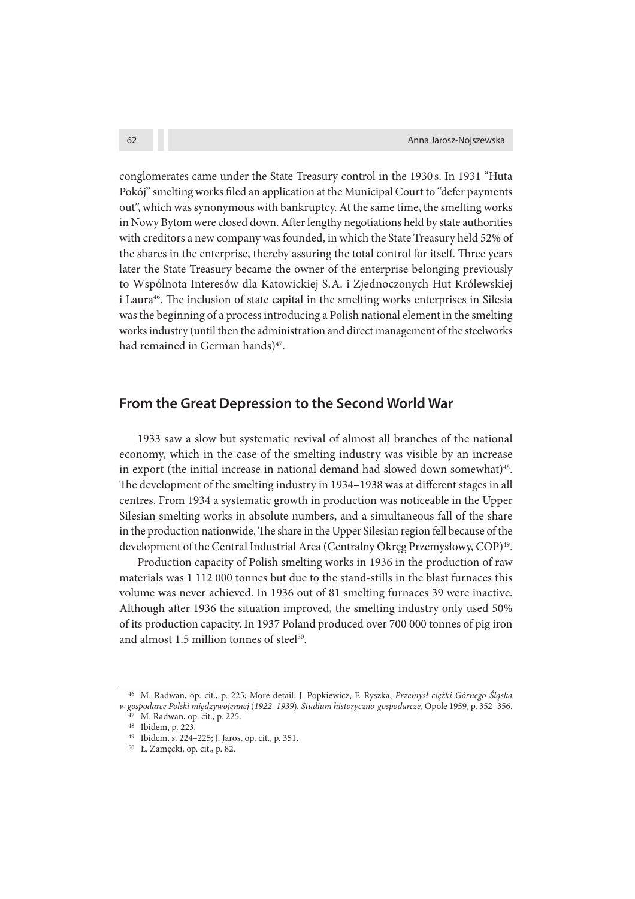conglomerates came under the State Treasury control in the 1930 s. In 1931 "Huta Pokój" smelting works filed an application at the Municipal Court to "defer payments out", which was synonymous with bankruptcy. At the same time, the smelting works in Nowy Bytom were closed down. After lengthy negotiations held by state authorities with creditors a new company was founded, in which the State Treasury held 52% of the shares in the enterprise, thereby assuring the total control for itself. Three years later the State Treasury became the owner of the enterprise belonging previously to Wspólnota Interesów dla Katowickiej S.A. i Zjednoczonych Hut Królewskiej i Laura[46]. The inclusion of state capital in the smelting works enterprises in Silesia was the beginning of a process introducing a Polish national element in the smelting works industry (until then the administration and direct management of the steelworks had remained in German hands)[47].

## From the Great Depression to the Second World War

1933 saw a slow but systematic revival of almost all branches of the national economy, which in the case of the smelting industry was visible by an increase in export (the initial increase in national demand had slowed down somewhat)[48]. The development of the smelting industry in 1934–1938 was at different stages in all centres. From 1934 a systematic growth in production was noticeable in the Upper Silesian smelting works in absolute numbers, and a simultaneous fall of the share in the production nationwide. The share in the Upper Silesian region fell because of the development of the Central Industrial Area (Centralny Okręg Przemysłowy, COP)[49].

Production capacity of Polish smelting works in 1936 in the production of raw materials was 1 112 000 tonnes but due to the stand-stills in the blast furnaces this volume was never achieved. In 1936 out of 81 smelting furnaces 39 were inactive. Although after 1936 the situation improved, the smelting industry only used 50% of its production capacity. In 1937 Poland produced over 700 000 tonnes of pig iron and almost 1.5 million tonnes of steel[50].

---

[46] M. Radwan, op. cit., p. 225; More detail: J. Popkiewicz, F. Ryszka, *Przemysł ciężki Górnego Śląska w gospodarce Polski międzywojennej (1922–1939). Studium historyczno-gospodarcze*, Opole 1959, p. 352–356.

[47] M. Radwan, op. cit., p. 225.

[48] Ibidem, p. 223.

[49] Ibidem, s. 224–225; J. Jaros, op. cit., p. 351.

[50] Ł. Zamęcki, op. cit., p. 82.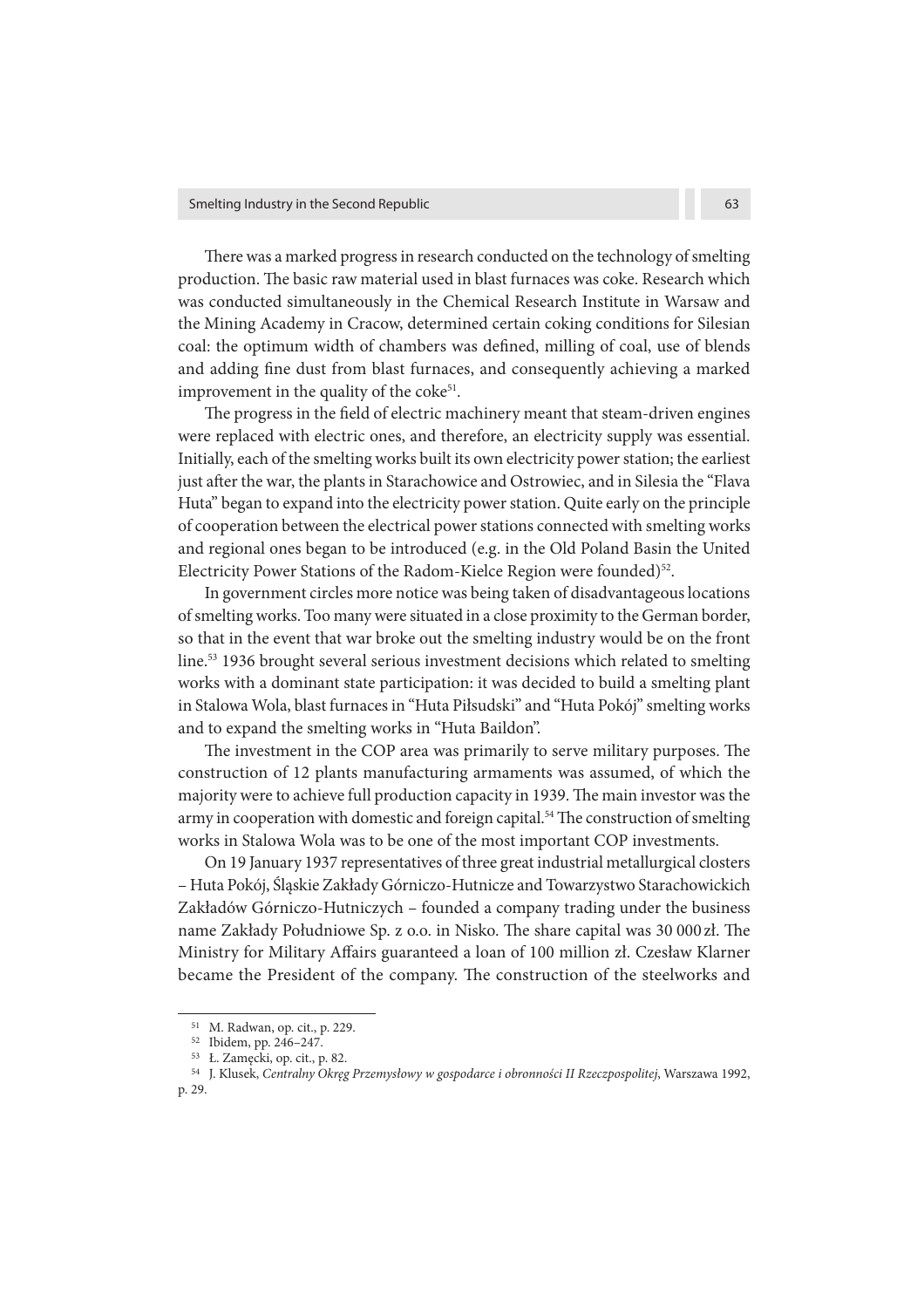There was a marked progress in research conducted on the technology of smelting production. The basic raw material used in blast furnaces was coke. Research which was conducted simultaneously in the Chemical Research Institute in Warsaw and the Mining Academy in Cracow, determined certain coking conditions for Silesian coal: the optimum width of chambers was defined, milling of coal, use of blends and adding fine dust from blast furnaces, and consequently achieving a marked improvement in the quality of the coke[51].

The progress in the field of electric machinery meant that steam-driven engines were replaced with electric ones, and therefore, an electricity supply was essential. Initially, each of the smelting works built its own electricity power station; the earliest just after the war, the plants in Starachowice and Ostrowiec, and in Silesia the "Flava Huta" began to expand into the electricity power station. Quite early on the principle of cooperation between the electrical power stations connected with smelting works and regional ones began to be introduced (e.g. in the Old Poland Basin the United Electricity Power Stations of the Radom-Kielce Region were founded)[52].

In government circles more notice was being taken of disadvantageous locations of smelting works. Too many were situated in a close proximity to the German border, so that in the event that war broke out the smelting industry would be on the front line.[53] 1936 brought several serious investment decisions which related to smelting works with a dominant state participation: it was decided to build a smelting plant in Stalowa Wola, blast furnaces in "Huta Piłsudski" and "Huta Pokój" smelting works and to expand the smelting works in "Huta Baildon".

The investment in the COP area was primarily to serve military purposes. The construction of 12 plants manufacturing armaments was assumed, of which the majority were to achieve full production capacity in 1939. The main investor was the army in cooperation with domestic and foreign capital.[54] The construction of smelting works in Stalowa Wola was to be one of the most important COP investments.

On 19 January 1937 representatives of three great industrial metallurgical closters – Huta Pokój, Śląskie Zakłady Górniczo-Hutnicze and Towarzystwo Starachowickich Zakładów Górniczo-Hutniczych – founded a company trading under the business name Zakłady Południowe Sp. z o.o. in Nisko. The share capital was 30 000 zł. The Ministry for Military Affairs guaranteed a loan of 100 million zł. Czesław Klarner became the President of the company. The construction of the steelworks and

[51] M. Radwan, op. cit., p. 229.

[52] Ibidem, pp. 246–247.

[53] Ł. Zamęcki, op. cit., p. 82.

[54] J. Klusek, *Centralny Okręg Przemysłowy w gospodarce i obronności II Rzeczpospolitej*, Warszawa 1992, p. 29.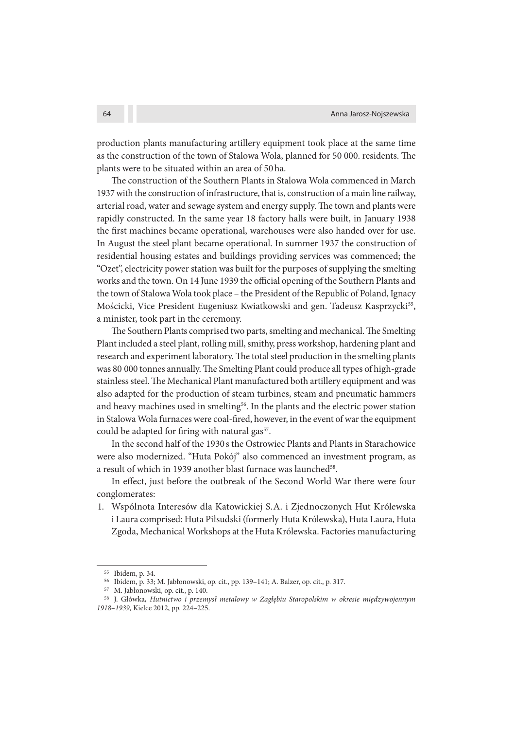production plants manufacturing artillery equipment took place at the same time as the construction of the town of Stalowa Wola, planned for 50 000. residents. The plants were to be situated within an area of 50 ha.

The construction of the Southern Plants in Stalowa Wola commenced in March 1937 with the construction of infrastructure, that is, construction of a main line railway, arterial road, water and sewage system and energy supply. The town and plants were rapidly constructed. In the same year 18 factory halls were built, in January 1938 the first machines became operational, warehouses were also handed over for use. In August the steel plant became operational. In summer 1937 the construction of residential housing estates and buildings providing services was commenced; the "Ozet", electricity power station was built for the purposes of supplying the smelting works and the town. On 14 June 1939 the official opening of the Southern Plants and the town of Stalowa Wola took place – the President of the Republic of Poland, Ignacy Mościcki, Vice President Eugeniusz Kwiatkowski and gen. Tadeusz Kasprzycki[55], a minister, took part in the ceremony.

The Southern Plants comprised two parts, smelting and mechanical. The Smelting Plant included a steel plant, rolling mill, smithy, press workshop, hardening plant and research and experiment laboratory. The total steel production in the smelting plants was 80 000 tonnes annually. The Smelting Plant could produce all types of high-grade stainless steel. The Mechanical Plant manufactured both artillery equipment and was also adapted for the production of steam turbines, steam and pneumatic hammers and heavy machines used in smelting[56]. In the plants and the electric power station in Stalowa Wola furnaces were coal-fired, however, in the event of war the equipment could be adapted for firing with natural gas[57].

In the second half of the 1930 s the Ostrowiec Plants and Plants in Starachowice were also modernized. "Huta Pokój" also commenced an investment program, as a result of which in 1939 another blast furnace was launched[58].

In effect, just before the outbreak of the Second World War there were four conglomerates:

1. Wspólnota Interesów dla Katowickiej S.A. i Zjednoczonych Hut Królewska i Laura comprised: Huta Piłsudski (formerly Huta Królewska), Huta Laura, Huta Zgoda, Mechanical Workshops at the Huta Królewska. Factories manufacturing

---

[55] Ibidem, p. 34.

[56] Ibidem, p. 33; M. Jabłonowski, op. cit., pp. 139–141; A. Balzer, op. cit., p. 317.

[57] M. Jabłonowski, op. cit., p. 140.

[58] J. Główka, *Hutnictwo i przemysł metalowy w Zagłębiu Staropolskim w okresie międzywojennym 1918–1939,* Kielce 2012, pp. 224–225.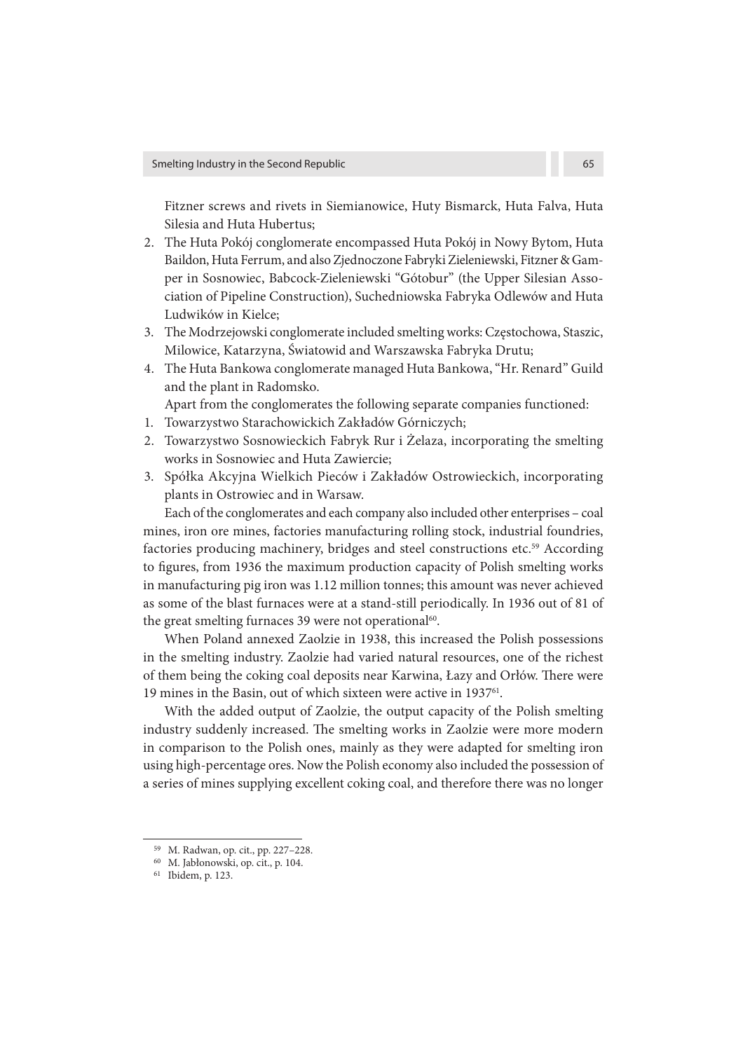Fitzner screws and rivets in Siemianowice, Huty Bismarck, Huta Falva, Huta Silesia and Huta Hubertus;

2. The Huta Pokój conglomerate encompassed Huta Pokój in Nowy Bytom, Huta Baildon, Huta Ferrum, and also Zjednoczone Fabryki Zieleniewski, Fitzner & Gamper in Sosnowiec, Babcock-Zieleniewski "Gótobur" (the Upper Silesian Association of Pipeline Construction), Suchedniowska Fabryka Odlewów and Huta Ludwików in Kielce;
3. The Modrzejowski conglomerate included smelting works: Częstochowa, Staszic, Milowice, Katarzyna, Światowid and Warszawska Fabryka Drutu;
4. The Huta Bankowa conglomerate managed Huta Bankowa, "Hr. Renard" Guild and the plant in Radomsko.

Apart from the conglomerates the following separate companies functioned:

1. Towarzystwo Starachowickich Zakładów Górniczych;
2. Towarzystwo Sosnowieckich Fabryk Rur i Żelaza, incorporating the smelting works in Sosnowiec and Huta Zawiercie;
3. Spółka Akcyjna Wielkich Pieców i Zakładów Ostrowieckich, incorporating plants in Ostrowiec and in Warsaw.

Each of the conglomerates and each company also included other enterprises – coal mines, iron ore mines, factories manufacturing rolling stock, industrial foundries, factories producing machinery, bridges and steel constructions etc.[59] According to figures, from 1936 the maximum production capacity of Polish smelting works in manufacturing pig iron was 1.12 million tonnes; this amount was never achieved as some of the blast furnaces were at a stand-still periodically. In 1936 out of 81 of the great smelting furnaces 39 were not operational[60].

When Poland annexed Zaolzie in 1938, this increased the Polish possessions in the smelting industry. Zaolzie had varied natural resources, one of the richest of them being the coking coal deposits near Karwina, Łazy and Orłów. There were 19 mines in the Basin, out of which sixteen were active in 1937[61].

With the added output of Zaolzie, the output capacity of the Polish smelting industry suddenly increased. The smelting works in Zaolzie were more modern in comparison to the Polish ones, mainly as they were adapted for smelting iron using high-percentage ores. Now the Polish economy also included the possession of a series of mines supplying excellent coking coal, and therefore there was no longer

---

[59] M. Radwan, op. cit., pp. 227–228.

[60] M. Jabłonowski, op. cit., p. 104.

[61] Ibidem, p. 123.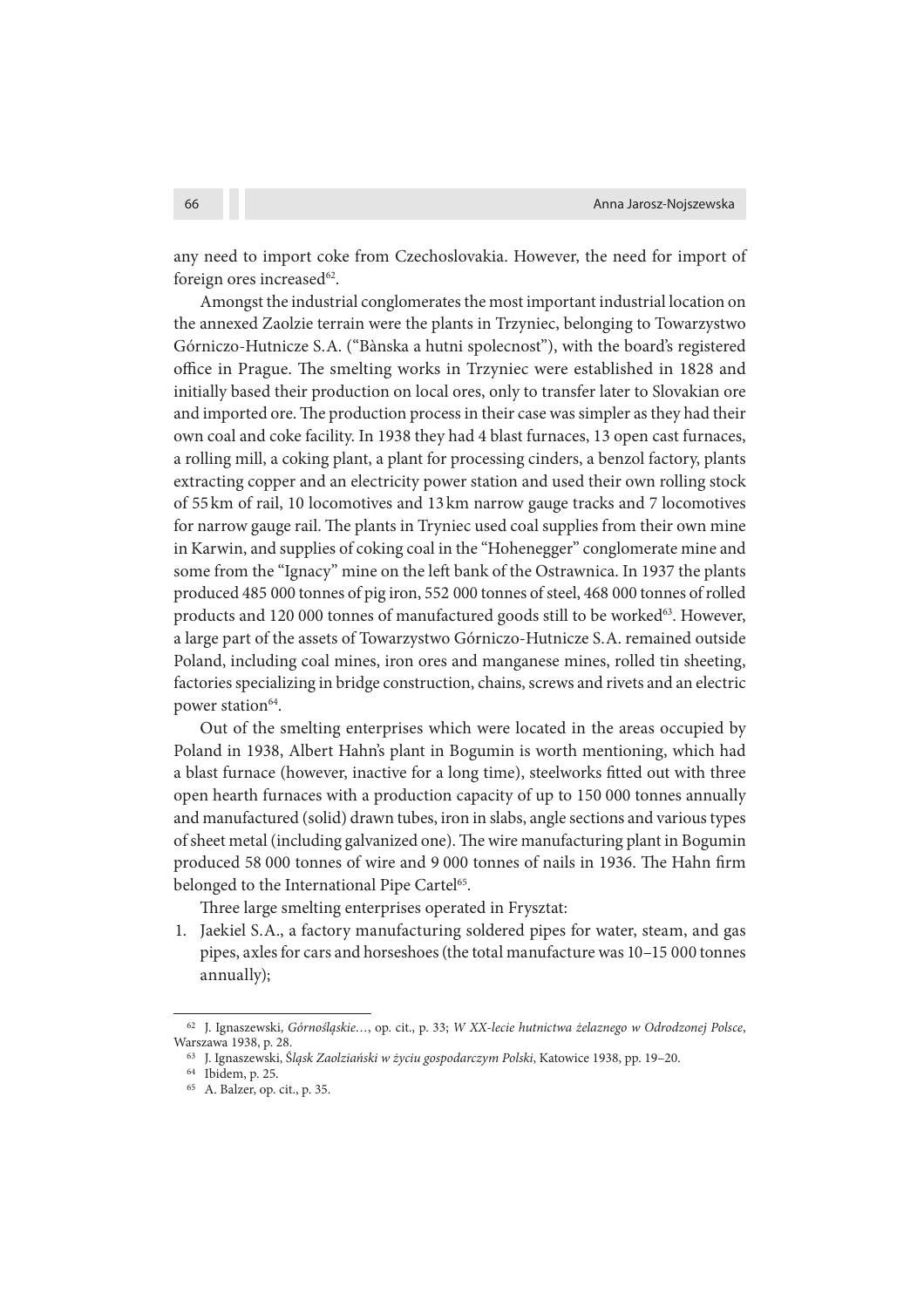any need to import coke from Czechoslovakia. However, the need for import of foreign ores increased[62].

Amongst the industrial conglomerates the most important industrial location on the annexed Zaolzie terrain were the plants in Trzyniec, belonging to Towarzystwo Górniczo-Hutnicze S.A. ("Bànska a hutni spolecnost"), with the board's registered office in Prague. The smelting works in Trzyniec were established in 1828 and initially based their production on local ores, only to transfer later to Slovakian ore and imported ore. The production process in their case was simpler as they had their own coal and coke facility. In 1938 they had 4 blast furnaces, 13 open cast furnaces, a rolling mill, a coking plant, a plant for processing cinders, a benzol factory, plants extracting copper and an electricity power station and used their own rolling stock of 55 km of rail, 10 locomotives and 13 km narrow gauge tracks and 7 locomotives for narrow gauge rail. The plants in Tryniec used coal supplies from their own mine in Karwin, and supplies of coking coal in the "Hohenegger" conglomerate mine and some from the "Ignacy" mine on the left bank of the Ostrawnica. In 1937 the plants produced 485 000 tonnes of pig iron, 552 000 tonnes of steel, 468 000 tonnes of rolled products and 120 000 tonnes of manufactured goods still to be worked[63]. However, a large part of the assets of Towarzystwo Górniczo-Hutnicze S.A. remained outside Poland, including coal mines, iron ores and manganese mines, rolled tin sheeting, factories specializing in bridge construction, chains, screws and rivets and an electric power station[64].

Out of the smelting enterprises which were located in the areas occupied by Poland in 1938, Albert Hahn's plant in Bogumin is worth mentioning, which had a blast furnace (however, inactive for a long time), steelworks fitted out with three open hearth furnaces with a production capacity of up to 150 000 tonnes annually and manufactured (solid) drawn tubes, iron in slabs, angle sections and various types of sheet metal (including galvanized one). The wire manufacturing plant in Bogumin produced 58 000 tonnes of wire and 9 000 tonnes of nails in 1936. The Hahn firm belonged to the International Pipe Cartel[65].

Three large smelting enterprises operated in Frysztat:

1. Jaekiel S.A., a factory manufacturing soldered pipes for water, steam, and gas pipes, axles for cars and horseshoes (the total manufacture was 10–15 000 tonnes annually);

---

[62] J. Ignaszewski, *Górnośląskie…*, op. cit., p. 33; *W XX-lecie hutnictwa żelaznego w Odrodzonej Polsce*, Warszawa 1938, p. 28.

[63] J. Ignaszewski, *Śląsk Zaolziański w życiu gospodarczym Polski*, Katowice 1938, pp. 19–20.

[64] Ibidem, p. 25.

[65] A. Balzer, op. cit., p. 35.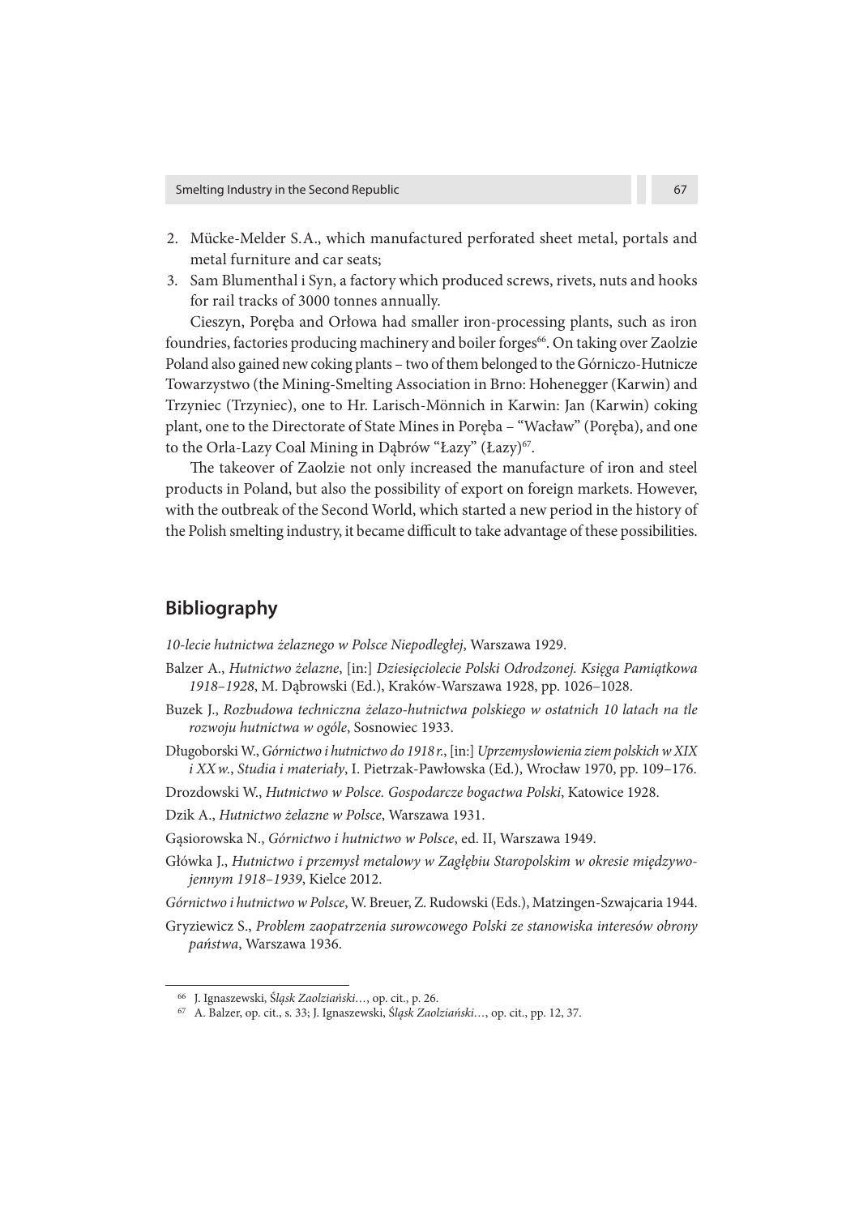2. Mücke-Melder S.A., which manufactured perforated sheet metal, portals and metal furniture and car seats;
3. Sam Blumenthal i Syn, a factory which produced screws, rivets, nuts and hooks for rail tracks of 3000 tonnes annually.

Cieszyn, Poręba and Orłowa had smaller iron-processing plants, such as iron foundries, factories producing machinery and boiler forges[66]. On taking over Zaolzie Poland also gained new coking plants – two of them belonged to the Górniczo-Hutnicze Towarzystwo (the Mining-Smelting Association in Brno: Hohenegger (Karwin) and Trzyniec (Trzyniec), one to Hr. Larisch-Mönnich in Karwin: Jan (Karwin) coking plant, one to the Directorate of State Mines in Poręba – "Wacław" (Poręba), and one to the Orla-Lazy Coal Mining in Dąbrów "Łazy" (Łazy)[67].

The takeover of Zaolzie not only increased the manufacture of iron and steel products in Poland, but also the possibility of export on foreign markets. However, with the outbreak of the Second World, which started a new period in the history of the Polish smelting industry, it became difficult to take advantage of these possibilities.

## Bibliography

*10-lecie hutnictwa żelaznego w Polsce Niepodległej*, Warszawa 1929.

Balzer A., *Hutnictwo żelazne*, [in:] *Dziesięciolecie Polski Odrodzonej. Księga Pamiątkowa 1918–1928*, M. Dąbrowski (Ed.), Kraków-Warszawa 1928, pp. 1026–1028.

Buzek J., *Rozbudowa techniczna żelazo-hutnictwa polskiego w ostatnich 10 latach na tle rozwoju hutnictwa w ogóle*, Sosnowiec 1933.

Długoborski W., *Górnictwo i hutnictwo do 1918 r.*, [in:] *Uprzemysłowienia ziem polskich w XIX i XX w.*, *Studia i materiały*, I. Pietrzak-Pawłowska (Ed.), Wrocław 1970, pp. 109–176.

Drozdowski W., *Hutnictwo w Polsce. Gospodarcze bogactwa Polski*, Katowice 1928.

Dzik A., *Hutnictwo żelazne w Polsce*, Warszawa 1931.

Gąsiorowska N., *Górnictwo i hutnictwo w Polsce*, ed. II, Warszawa 1949.

Główka J., *Hutnictwo i przemysł metalowy w Zagłębiu Staropolskim w okresie międzywojennym 1918–1939*, Kielce 2012.

*Górnictwo i hutnictwo w Polsce*, W. Breuer, Z. Rudowski (Eds.), Matzingen-Szwajcaria 1944.

Gryziewicz S., *Problem zaopatrzenia surowcowego Polski ze stanowiska interesów obrony państwa*, Warszawa 1936.

---

[66] J. Ignaszewski, *Śląsk Zaolziański…*, op. cit., p. 26.

[67] A. Balzer, op. cit., s. 33; J. Ignaszewski, *Śląsk Zaolziański…*, op. cit., pp. 12, 37.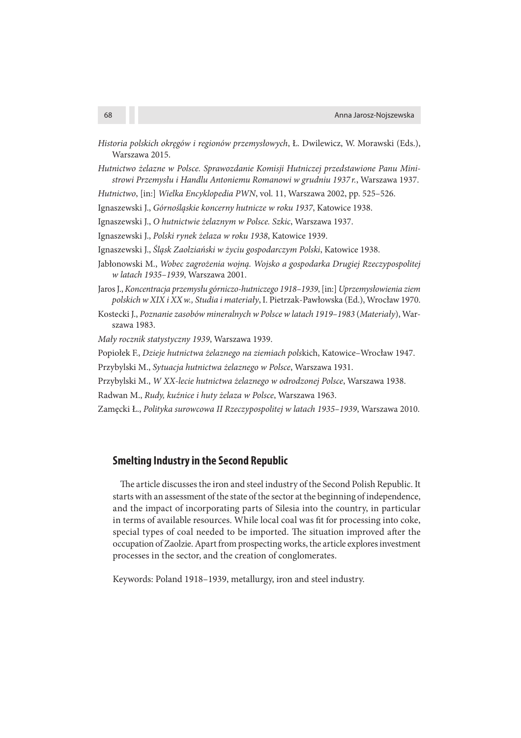*Historia polskich okręgów i regionów przemysłowych*, Ł. Dwilewicz, W. Morawski (Eds.), Warszawa 2015.

*Hutnictwo żelazne w Polsce. Sprawozdanie Komisji Hutniczej przedstawione Panu Ministrowi Przemysłu i Handlu Antoniemu Romanowi w grudniu 1937 r.*, Warszawa 1937.

*Hutnictwo*, [in:] *Wielka Encyklopedia PWN*, vol. 11, Warszawa 2002, pp. 525–526.

Ignaszewski J., *Górnośląskie koncerny hutnicze w roku 1937*, Katowice 1938.

Ignaszewski J., *O hutnictwie żelaznym w Polsce. Szkic*, Warszawa 1937.

Ignaszewski J., *Polski rynek żelaza w roku 1938*, Katowice 1939.

Ignaszewski J., *Śląsk Zaolziański w życiu gospodarczym Polski*, Katowice 1938.

Jabłonowski M., *Wobec zagrożenia wojną. Wojsko a gospodarka Drugiej Rzeczypospolitej w latach 1935–1939*, Warszawa 2001.

Jaros J., *Koncentracja przemysłu górniczo-hutniczego 1918–1939*, [in:] *Uprzemysłowienia ziem polskich w XIX i XX w., Studia i materiały*, I. Pietrzak-Pawłowska (Ed.), Wrocław 1970.

Kostecki J., *Poznanie zasobów mineralnych w Polsce w latach 1919–1983* (*Materiały*), Warszawa 1983.

*Mały rocznik statystyczny 1939*, Warszawa 1939.

Popiołek F., *Dzieje hutnictwa żelaznego na ziemiach pols*kich, Katowice–Wrocław 1947.

Przybylski M., *Sytuacja hutnictwa żelaznego w Polsce*, Warszawa 1931.

Przybylski M., *W XX-lecie hutnictwa żelaznego w odrodzonej Polsce*, Warszawa 1938.

Radwan M., *Rudy, kuźnice i huty żelaza w Polsce*, Warszawa 1963.

Zamęcki Ł., *Polityka surowcowa II Rzeczypospolitej w latach 1935–1939*, Warszawa 2010.

## Smelting Industry in the Second Republic

The article discusses the iron and steel industry of the Second Polish Republic. It starts with an assessment of the state of the sector at the beginning of independence, and the impact of incorporating parts of Silesia into the country, in particular in terms of available resources. While local coal was fit for processing into coke, special types of coal needed to be imported. The situation improved after the occupation of Zaolzie. Apart from prospecting works, the article explores investment processes in the sector, and the creation of conglomerates.

Keywords: Poland 1918–1939, metallurgy, iron and steel industry.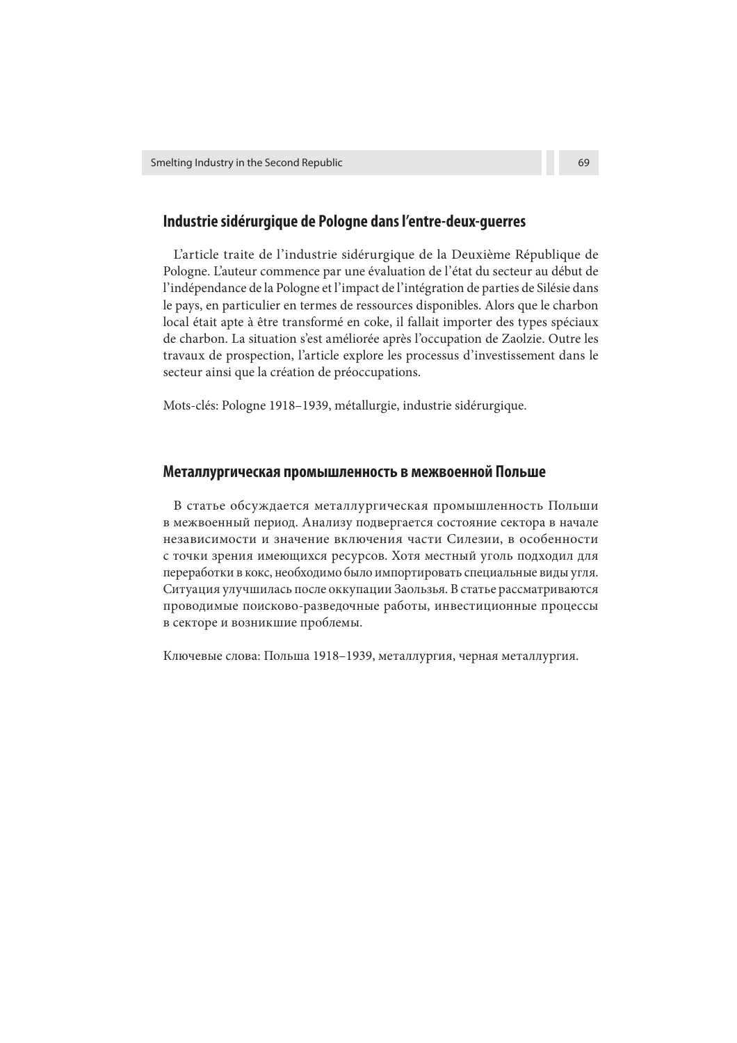## Industrie sidérurgique de Pologne dans l'entre-deux-guerres

L'article traite de l'industrie sidérurgique de la Deuxième République de Pologne. L'auteur commence par une évaluation de l'état du secteur au début de l'indépendance de la Pologne et l'impact de l'intégration de parties de Silésie dans le pays, en particulier en termes de ressources disponibles. Alors que le charbon local était apte à être transformé en coke, il fallait importer des types spéciaux de charbon. La situation s'est améliorée après l'occupation de Zaolzie. Outre les travaux de prospection, l'article explore les processus d'investissement dans le secteur ainsi que la création de préoccupations.

Mots-clés: Pologne 1918–1939, métallurgie, industrie sidérurgique.

## Металлургическая промышленность в межвоенной Польше

В статье обсуждается металлургическая промышленность Польши в межвоенный период. Анализу подвергается состояние сектора в начале независимости и значение включения части Силезии, в особенности с точки зрения имеющихся ресурсов. Хотя местный уголь подходил для переработки в кокс, необходимо было импортировать специальные виды угля. Ситуация улучшилась после оккупации Заользья. В статье рассматриваются проводимые поисково-разведочные работы, инвестиционные процессы в секторе и возникшие проблемы.

Ключевые слова: Польша 1918–1939, металлургия, черная металлургия.